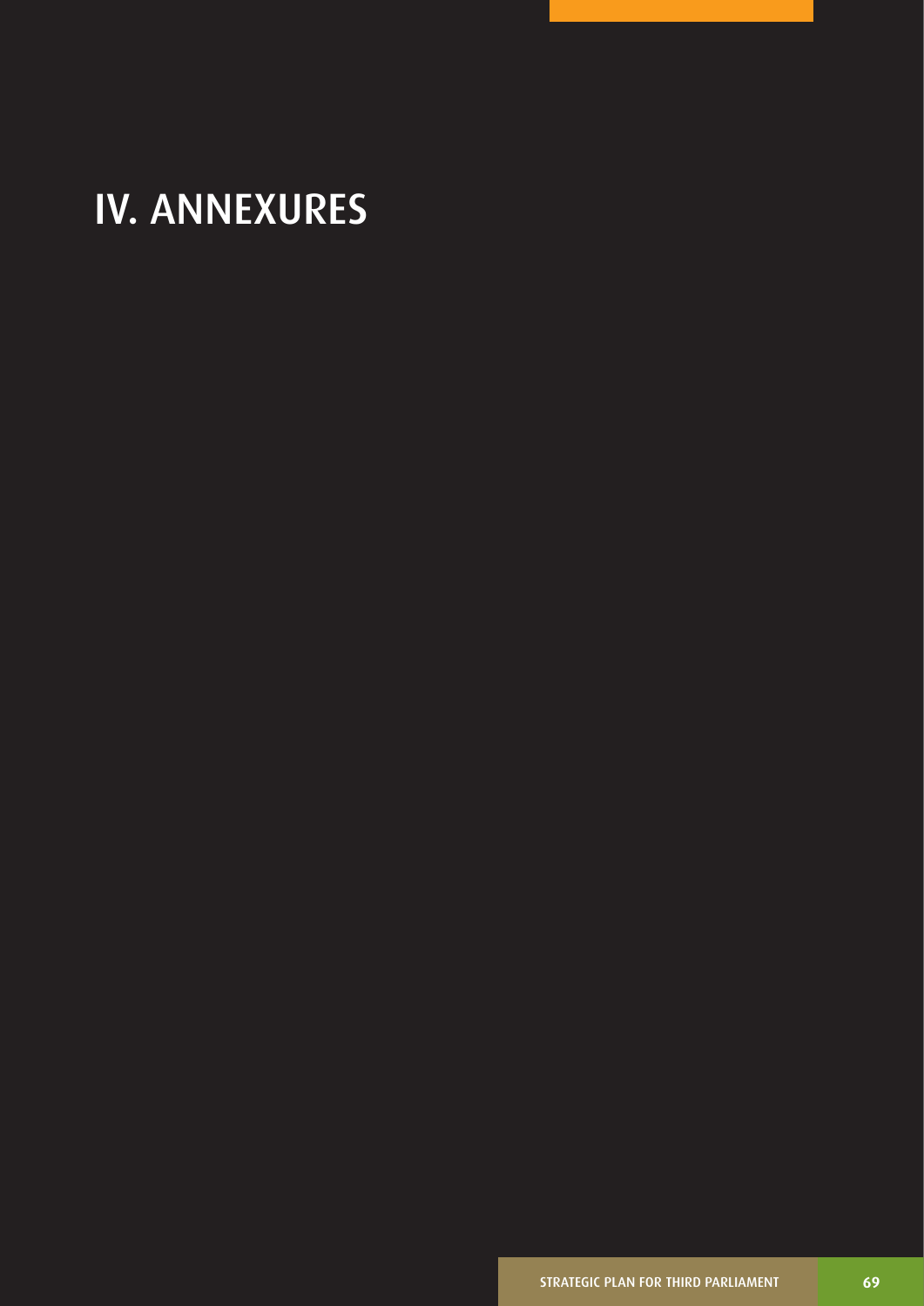# IV. ANNEXURES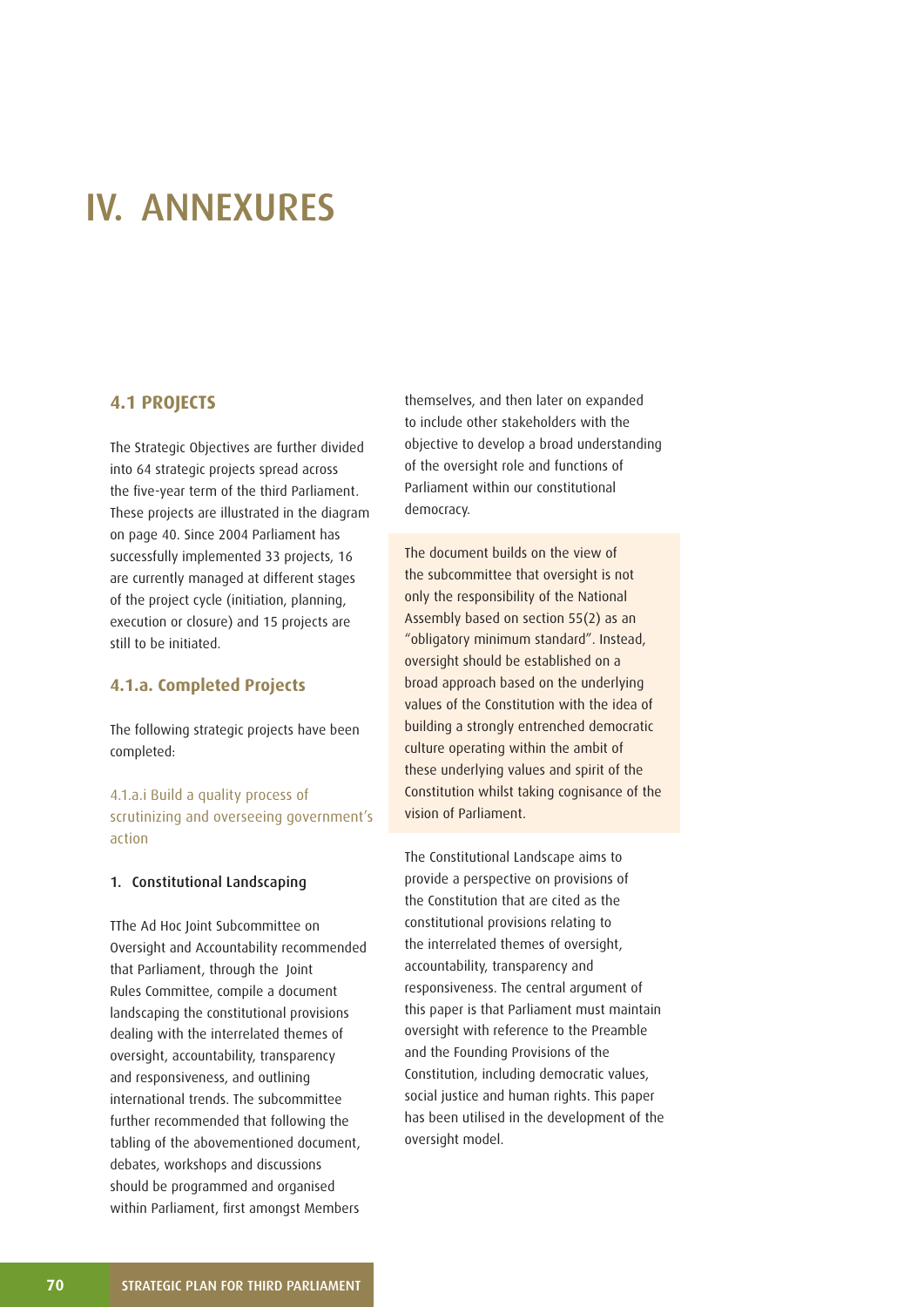# IV. ANNEXURES

## 4.1 PROJECTS

The Strategic Objectives are further divided into 64 strategic projects spread across the five-year term of the third Parliament. These projects are illustrated in the diagram on page 40. Since 2004 Parliament has successfully implemented 33 projects, 16 are currently managed at different stages of the project cycle (initiation, planning, execution or closure) and 15 projects are still to be initiated.

### 4.1.a. Completed Projects

The following strategic projects have been completed:

#### 4.1.a.i Build a quality process of scrutinizing and overseeing government's action

**1. Constitutional Landscaping**

TThe Ad Hoc Joint Subcommittee on Oversight and Accountability recommended that Parliament, through the Joint Rules Committee, compile a document landscaping the constitutional provisions dealing with the interrelated themes of oversight, accountability, transparency and responsiveness, and outlining international trends. The subcommittee further recommended that following the tabling of the abovementioned document, debates, workshops and discussions should be programmed and organised within Parliament, first amongst Members themselves, and then later on expanded to include other stakeholders with the objective to develop a broad understanding of the oversight role and functions of Parliament within our constitutional democracy.

The document builds on the view of the subcommittee that oversight is not only the responsibility of the National Assembly based on section 55(2) as an "obligatory minimum standard". Instead, oversight should be established on a broad approach based on the underlying values of the Constitution with the idea of building a strongly entrenched democratic culture operating within the ambit of these underlying values and spirit of the Constitution whilst taking cognisance of the vision of Parliament.

The Constitutional Landscape aims to provide a perspective on provisions of the Constitution that are cited as the constitutional provisions relating to the interrelated themes of oversight, accountability, transparency and responsiveness. The central argument of this paper is that Parliament must maintain oversight with reference to the Preamble and the Founding Provisions of the Constitution, including democratic values, social justice and human rights. This paper has been utilised in the development of the oversight model.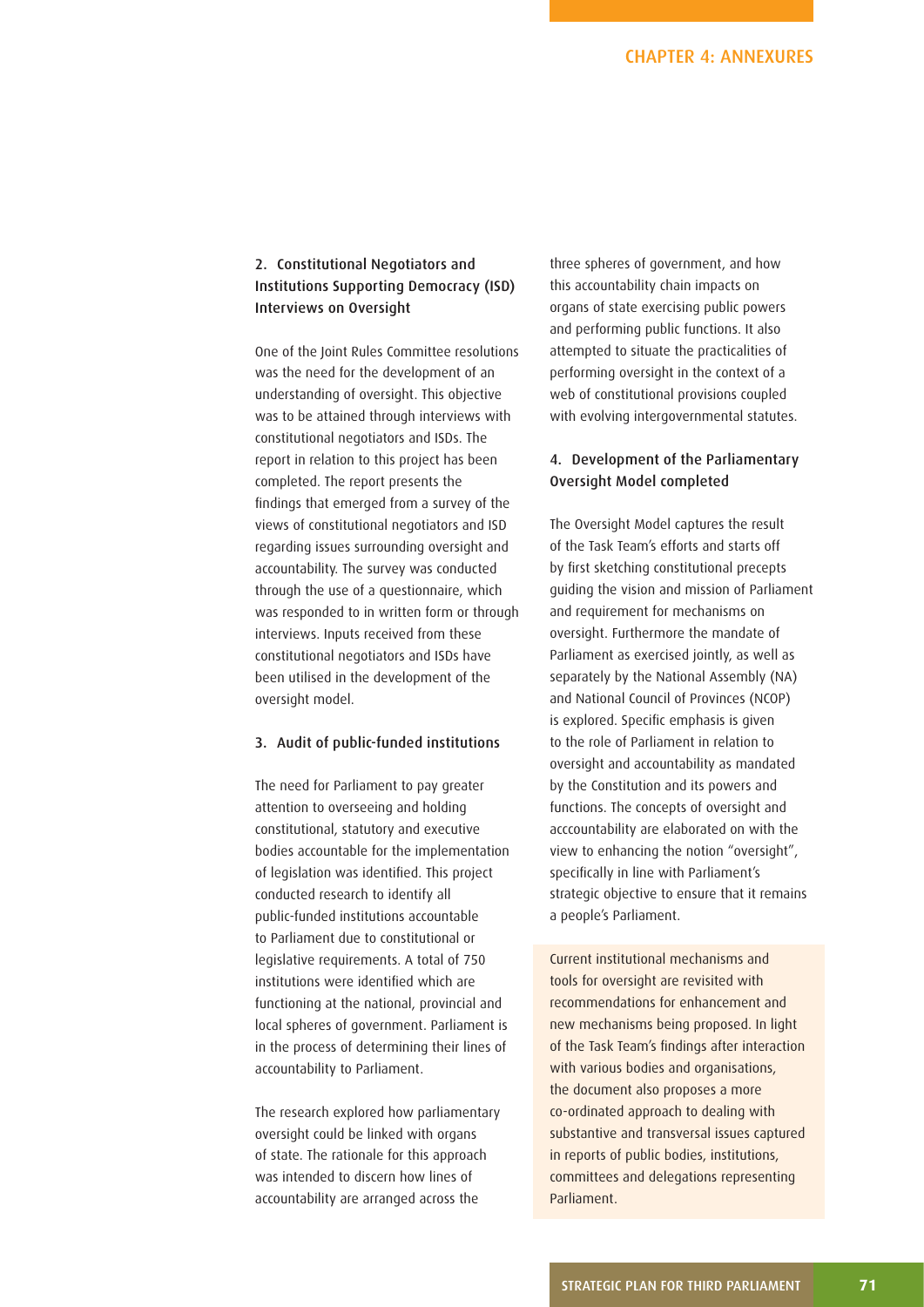## 2. Constitutional Negotiators and Institutions Supporting Democracy (ISD) Interviews on Oversight

One of the Joint Rules Committee resolutions was the need for the development of an understanding of oversight. This objective was to be attained through interviews with constitutional negotiators and ISDs. The report in relation to this project has been completed. The report presents the findings that emerged from a survey of the views of constitutional negotiators and ISD regarding issues surrounding oversight and accountability. The survey was conducted through the use of a questionnaire, which was responded to in written form or through interviews. Inputs received from these constitutional negotiators and ISDs have been utilised in the development of the oversight model.

## 3. Audit of public-funded institutions

The need for Parliament to pay greater attention to overseeing and holding constitutional, statutory and executive bodies accountable for the implementation of legislation was identified. This project conducted research to identify all public-funded institutions accountable to Parliament due to constitutional or legislative requirements. A total of 750 institutions were identified which are functioning at the national, provincial and local spheres of government. Parliament is in the process of determining their lines of accountability to Parliament.

The research explored how parliamentary oversight could be linked with organs of state. The rationale for this approach was intended to discern how lines of accountability are arranged across the three spheres of government, and how this accountability chain impacts on organs of state exercising public powers and performing public functions. It also attempted to situate the practicalities of performing oversight in the context of a web of constitutional provisions coupled with evolving intergovernmental statutes.

## 4. Development of the Parliamentary Oversight Model completed

The Oversight Model captures the result of the Task Team's efforts and starts off by first sketching constitutional precepts guiding the vision and mission of Parliament and requirement for mechanisms on oversight. Furthermore the mandate of Parliament as exercised jointly, as well as separately by the National Assembly (NA) and National Council of Provinces (NCOP) is explored. Specific emphasis is given to the role of Parliament in relation to oversight and accountability as mandated by the Constitution and its powers and functions. The concepts of oversight and acccountability are elaborated on with the view to enhancing the notion "oversight", specifically in line with Parliament's strategic objective to ensure that it remains a people's Parliament.

Current institutional mechanisms and tools for oversight are revisited with recommendations for enhancement and new mechanisms being proposed. In light of the Task Team's findings after interaction with various bodies and organisations, the document also proposes a more co-ordinated approach to dealing with substantive and transversal issues captured in reports of public bodies, institutions, committees and delegations representing Parliament.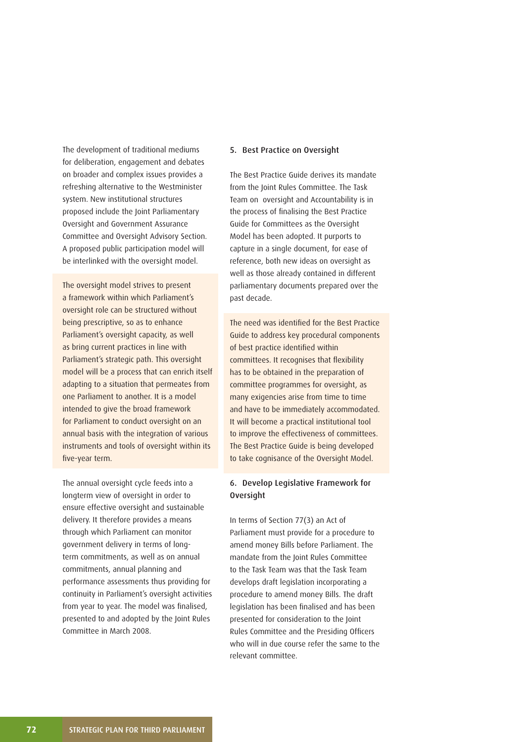The development of traditional mediums for deliberation, engagement and debates on broader and complex issues provides a refreshing alternative to the Westminister system. New institutional structures proposed include the Joint Parliamentary Oversight and Government Assurance Committee and Oversight Advisory Section. A proposed public participation model will be interlinked with the oversight model.

The oversight model strives to present a framework within which Parliament's oversight role can be structured without being prescriptive, so as to enhance Parliament's oversight capacity, as well as bring current practices in line with Parliament's strategic path. This oversight model will be a process that can enrich itself adapting to a situation that permeates from one Parliament to another. It is a model intended to give the broad framework for Parliament to conduct oversight on an annual basis with the integration of various instruments and tools of oversight within its five-year term.

The annual oversight cycle feeds into a longterm view of oversight in order to ensure effective oversight and sustainable delivery. It therefore provides a means through which Parliament can monitor government delivery in terms of long-term commitments, as well as on annual commitments, annual planning and performance assessments thus providing for continuity in Parliament's oversight activities from year to year. The model was finalised, presented to and adopted by the Joint Rules Committee in March 2008.

### 5. Best Practice on Oversight

The Best Practice Guide derives its mandate from the Joint Rules Committee. The Task Team on oversight and Accountability is in the process of finalising the Best Practice Guide for Committees as the Oversight Model has been adopted. It purports to capture in a single document, for ease of reference, both new ideas on oversight as well as those already contained in different parliamentary documents prepared over the past decade.

The need was identified for the Best Practice Guide to address key procedural components of best practice identified within committees. It recognises that flexibility has to be obtained in the preparation of committee programmes for oversight, as many exigencies arise from time to time and have to be immediately accommodated. It will become a practical institutional tool to improve the effectiveness of committees. The Best Practice Guide is being developed to take cognisance of the Oversight Model.

### 6. Develop Legislative Framework for Oversight

In terms of Section 77(3) an Act of Parliament must provide for a procedure to amend money Bills before Parliament. The mandate from the Joint Rules Committee to the Task Team was that the Task Team develops draft legislation incorporating a procedure to amend money Bills. The draft legislation has been finalised and has been presented for consideration to the Joint Rules Committee and the Presiding Officers who will in due course refer the same to the relevant committee.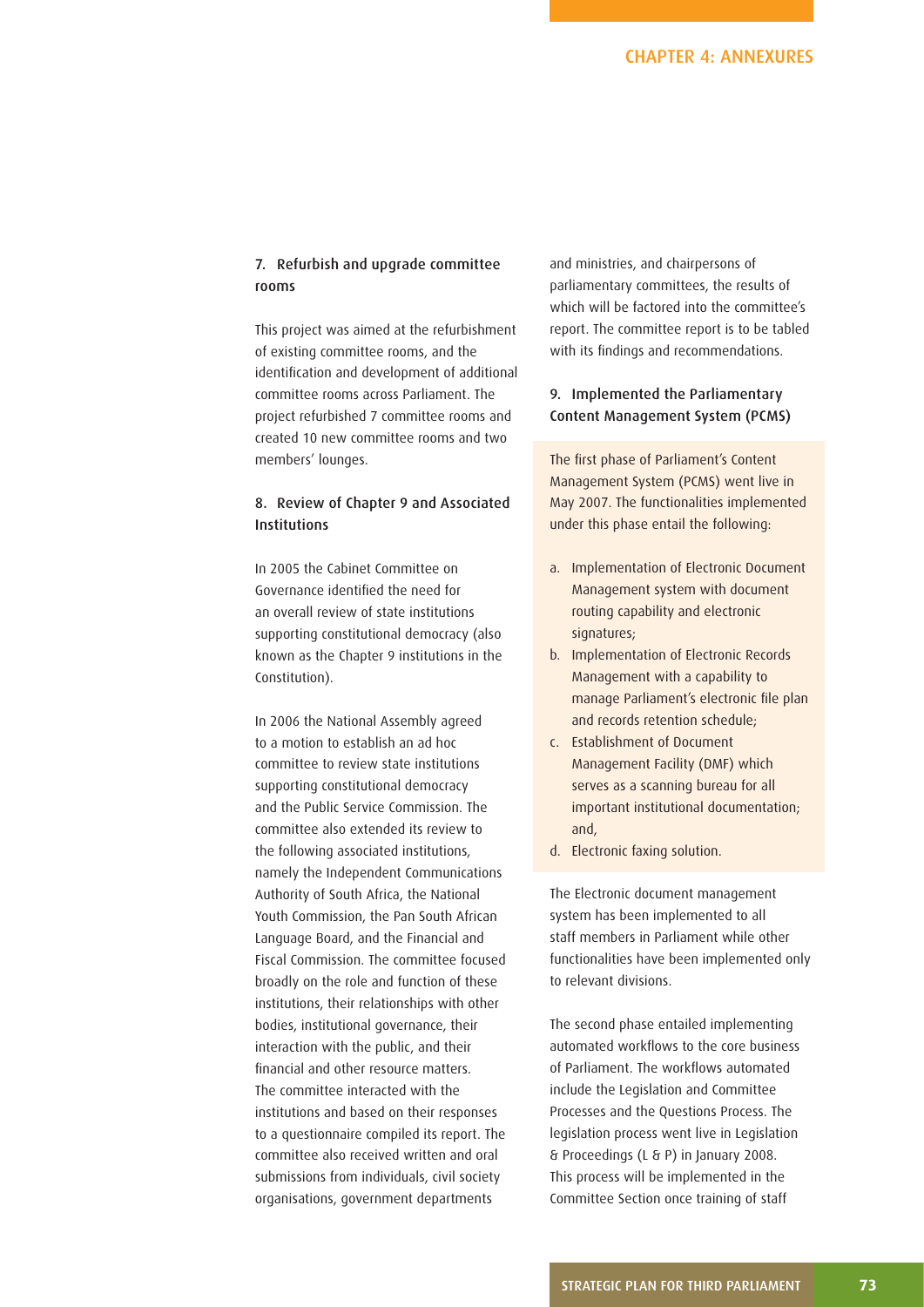### 7. Refurbish and upgrade committee rooms

This project was aimed at the refurbishment of existing committee rooms, and the identification and development of additional committee rooms across Parliament. The project refurbished 7 committee rooms and created 10 new committee rooms and two members' lounges.

### 8. Review of Chapter 9 and Associated Institutions

In 2005 the Cabinet Committee on Governance identified the need for an overall review of state institutions supporting constitutional democracy (also known as the Chapter 9 institutions in the Constitution).

In 2006 the National Assembly agreed to a motion to establish an ad hoc committee to review state institutions supporting constitutional democracy and the Public Service Commission. The committee also extended its review to the following associated institutions, namely the Independent Communications Authority of South Africa, the National Youth Commission, the Pan South African Language Board, and the Financial and Fiscal Commission. The committee focused broadly on the role and function of these institutions, their relationships with other bodies, institutional governance, their interaction with the public, and their financial and other resource matters. The committee interacted with the institutions and based on their responses to a questionnaire compiled its report. The committee also received written and oral submissions from individuals, civil society organisations, government departments and ministries, and chairpersons of parliamentary committees, the results of which will be factored into the committee's report. The committee report is to be tabled with its findings and recommendations.

### 9. Implemented the Parliamentary Content Management System (PCMS)

The first phase of Parliament's Content Management System (PCMS) went live in May 2007. The functionalities implemented under this phase entail the following:

a. Implementation of Electronic Document Management system with document routing capability and electronic signatures;
b. Implementation of Electronic Records Management with a capability to manage Parliament's electronic file plan and records retention schedule;
c. Establishment of Document Management Facility (DMF) which serves as a scanning bureau for all important institutional documentation; and,
d. Electronic faxing solution.

The Electronic document management system has been implemented to all staff members in Parliament while other functionalities have been implemented only to relevant divisions.

The second phase entailed implementing automated workflows to the core business of Parliament. The workflows automated include the Legislation and Committee Processes and the Questions Process. The legislation process went live in Legislation & Proceedings (L & P) in January 2008. This process will be implemented in the Committee Section once training of staff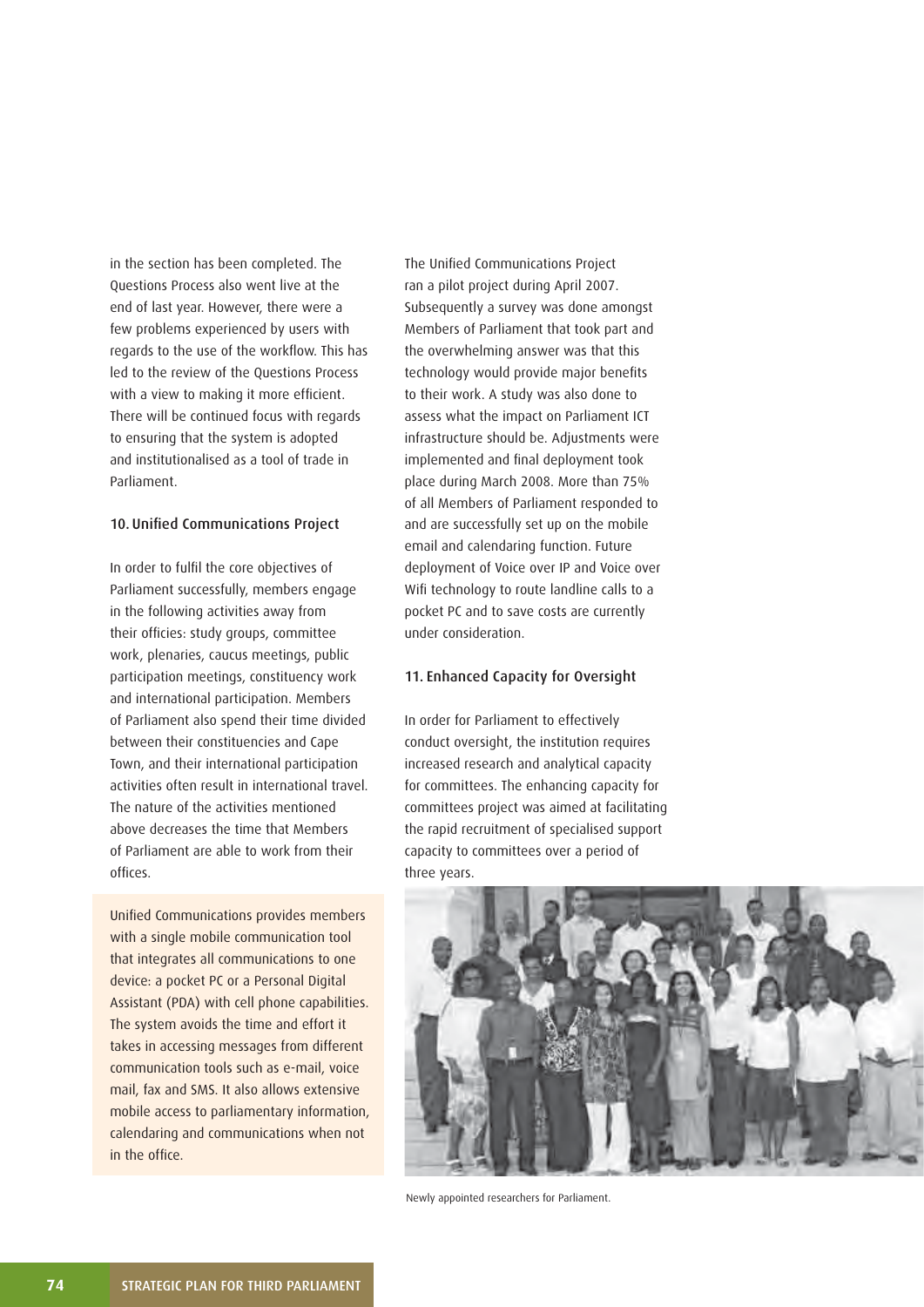in the section has been completed. The Questions Process also went live at the end of last year. However, there were a few problems experienced by users with regards to the use of the workflow. This has led to the review of the Questions Process with a view to making it more efficient. There will be continued focus with regards to ensuring that the system is adopted and institutionalised as a tool of trade in Parliament.

### 10. Unified Communications Project

In order to fulfil the core objectives of Parliament successfully, members engage in the following activities away from their officies: study groups, committee work, plenaries, caucus meetings, public participation meetings, constituency work and international participation. Members of Parliament also spend their time divided between their constituencies and Cape Town, and their international participation activities often result in international travel. The nature of the activities mentioned above decreases the time that Members of Parliament are able to work from their offices.

Unified Communications provides members with a single mobile communication tool that integrates all communications to one device: a pocket PC or a Personal Digital Assistant (PDA) with cell phone capabilities. The system avoids the time and effort it takes in accessing messages from different communication tools such as e-mail, voice mail, fax and SMS. It also allows extensive mobile access to parliamentary information, calendaring and communications when not in the office.

The Unified Communications Project ran a pilot project during April 2007. Subsequently a survey was done amongst Members of Parliament that took part and the overwhelming answer was that this technology would provide major benefits to their work. A study was also done to assess what the impact on Parliament ICT infrastructure should be. Adjustments were implemented and final deployment took place during March 2008. More than 75% of all Members of Parliament responded to and are successfully set up on the mobile email and calendaring function. Future deployment of Voice over IP and Voice over Wifi technology to route landline calls to a pocket PC and to save costs are currently under consideration.

### 11. Enhanced Capacity for Oversight

In order for Parliament to effectively conduct oversight, the institution requires increased research and analytical capacity for committees. The enhancing capacity for committees project was aimed at facilitating the rapid recruitment of specialised support capacity to committees over a period of three years.

Newly appointed researchers for Parliament.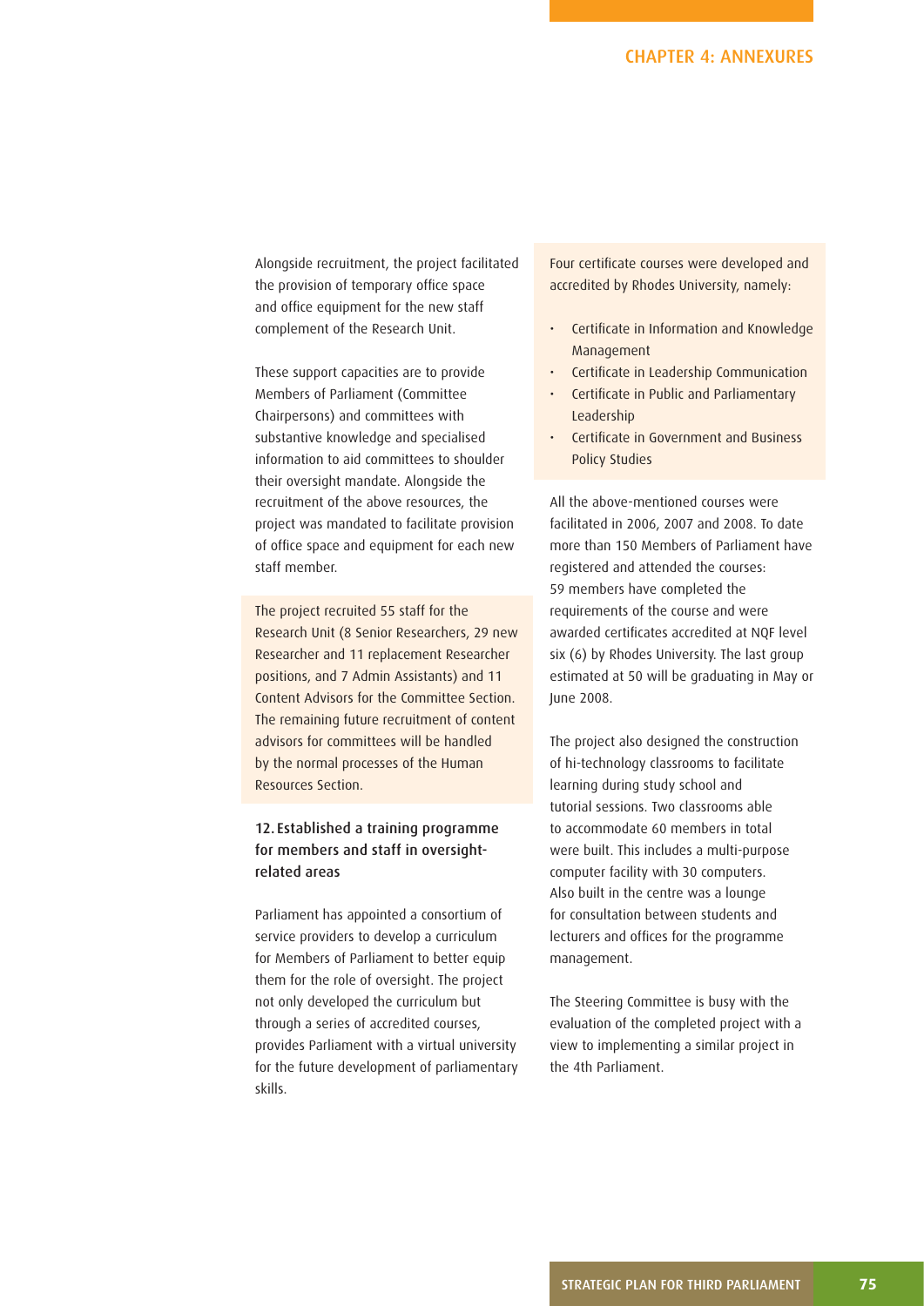Alongside recruitment, the project facilitated the provision of temporary office space and office equipment for the new staff complement of the Research Unit.

These support capacities are to provide Members of Parliament (Committee Chairpersons) and committees with substantive knowledge and specialised information to aid committees to shoulder their oversight mandate. Alongside the recruitment of the above resources, the project was mandated to facilitate provision of office space and equipment for each new staff member.

The project recruited 55 staff for the Research Unit (8 Senior Researchers, 29 new Researcher and 11 replacement Researcher positions, and 7 Admin Assistants) and 11 Content Advisors for the Committee Section. The remaining future recruitment of content advisors for committees will be handled by the normal processes of the Human Resources Section.

### 12. Established a training programme for members and staff in oversight-related areas

Parliament has appointed a consortium of service providers to develop a curriculum for Members of Parliament to better equip them for the role of oversight. The project not only developed the curriculum but through a series of accredited courses, provides Parliament with a virtual university for the future development of parliamentary skills.

Four certificate courses were developed and accredited by Rhodes University, namely:

- Certificate in Information and Knowledge Management
- Certificate in Leadership Communication
- Certificate in Public and Parliamentary Leadership
- Certificate in Government and Business Policy Studies

All the above-mentioned courses were facilitated in 2006, 2007 and 2008. To date more than 150 Members of Parliament have registered and attended the courses: 59 members have completed the requirements of the course and were awarded certificates accredited at NQF level six (6) by Rhodes University. The last group estimated at 50 will be graduating in May or June 2008.

The project also designed the construction of hi-technology classrooms to facilitate learning during study school and tutorial sessions. Two classrooms able to accommodate 60 members in total were built. This includes a multi-purpose computer facility with 30 computers. Also built in the centre was a lounge for consultation between students and lecturers and offices for the programme management.

The Steering Committee is busy with the evaluation of the completed project with a view to implementing a similar project in the 4th Parliament.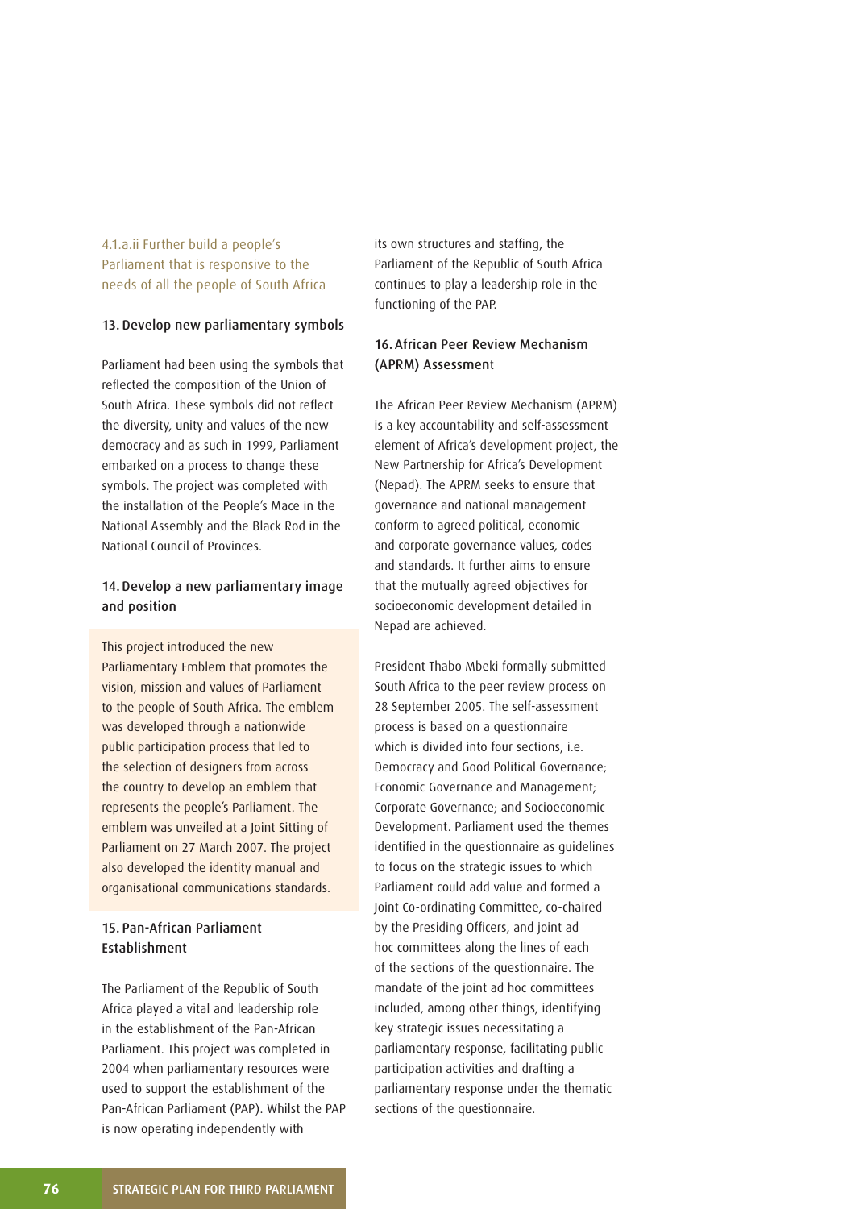### 4.1.a.ii Further build a people's Parliament that is responsive to the needs of all the people of South Africa

#### 13. Develop new parliamentary symbols

Parliament had been using the symbols that reflected the composition of the Union of South Africa. These symbols did not reflect the diversity, unity and values of the new democracy and as such in 1999, Parliament embarked on a process to change these symbols. The project was completed with the installation of the People's Mace in the National Assembly and the Black Rod in the National Council of Provinces.

#### 14. Develop a new parliamentary image and position

This project introduced the new Parliamentary Emblem that promotes the vision, mission and values of Parliament to the people of South Africa. The emblem was developed through a nationwide public participation process that led to the selection of designers from across the country to develop an emblem that represents the people's Parliament. The emblem was unveiled at a Joint Sitting of Parliament on 27 March 2007. The project also developed the identity manual and organisational communications standards.

#### 15. Pan-African Parliament Establishment

The Parliament of the Republic of South Africa played a vital and leadership role in the establishment of the Pan-African Parliament. This project was completed in 2004 when parliamentary resources were used to support the establishment of the Pan-African Parliament (PAP). Whilst the PAP is now operating independently with its own structures and staffing, the Parliament of the Republic of South Africa continues to play a leadership role in the functioning of the PAP.

#### 16. African Peer Review Mechanism (APRM) Assessment

The African Peer Review Mechanism (APRM) is a key accountability and self-assessment element of Africa's development project, the New Partnership for Africa's Development (Nepad). The APRM seeks to ensure that governance and national management conform to agreed political, economic and corporate governance values, codes and standards. It further aims to ensure that the mutually agreed objectives for socioeconomic development detailed in Nepad are achieved.

President Thabo Mbeki formally submitted South Africa to the peer review process on 28 September 2005. The self-assessment process is based on a questionnaire which is divided into four sections, i.e. Democracy and Good Political Governance; Economic Governance and Management; Corporate Governance; and Socioeconomic Development. Parliament used the themes identified in the questionnaire as guidelines to focus on the strategic issues to which Parliament could add value and formed a Joint Co-ordinating Committee, co-chaired by the Presiding Officers, and joint ad hoc committees along the lines of each of the sections of the questionnaire. The mandate of the joint ad hoc committees included, among other things, identifying key strategic issues necessitating a parliamentary response, facilitating public participation activities and drafting a parliamentary response under the thematic sections of the questionnaire.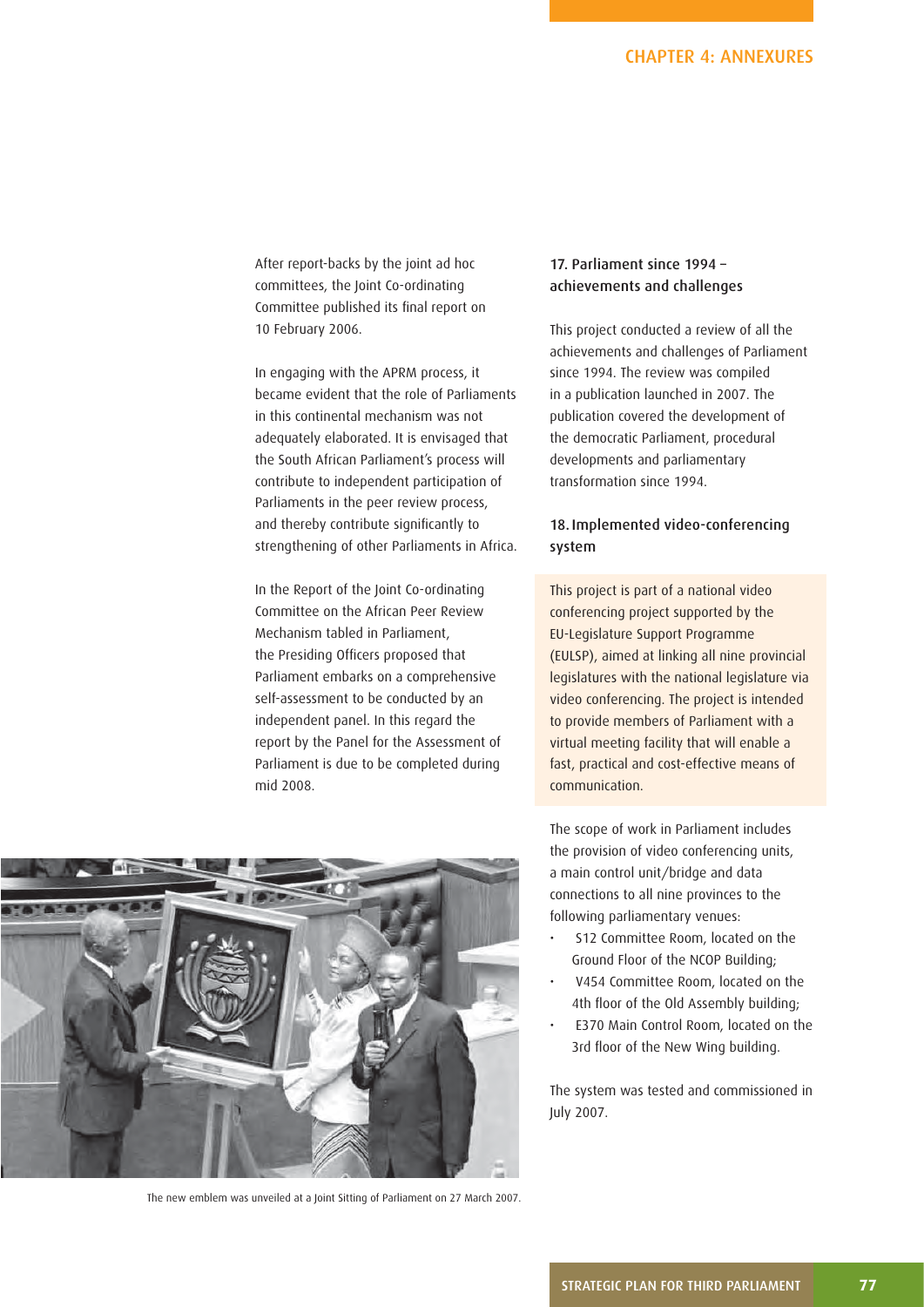After report-backs by the joint ad hoc committees, the Joint Co-ordinating Committee published its final report on 10 February 2006.

In engaging with the APRM process, it became evident that the role of Parliaments in this continental mechanism was not adequately elaborated. It is envisaged that the South African Parliament's process will contribute to independent participation of Parliaments in the peer review process, and thereby contribute significantly to strengthening of other Parliaments in Africa.

In the Report of the Joint Co-ordinating Committee on the African Peer Review Mechanism tabled in Parliament, the Presiding Officers proposed that Parliament embarks on a comprehensive self-assessment to be conducted by an independent panel. In this regard the report by the Panel for the Assessment of Parliament is due to be completed during mid 2008.

The new emblem was unveiled at a Joint Sitting of Parliament on 27 March 2007.

### 17. Parliament since 1994 – achievements and challenges

This project conducted a review of all the achievements and challenges of Parliament since 1994. The review was compiled in a publication launched in 2007. The publication covered the development of the democratic Parliament, procedural developments and parliamentary transformation since 1994.

### 18. Implemented video-conferencing system

This project is part of a national video conferencing project supported by the EU-Legislature Support Programme (EULSP), aimed at linking all nine provincial legislatures with the national legislature via video conferencing. The project is intended to provide members of Parliament with a virtual meeting facility that will enable a fast, practical and cost-effective means of communication.

The scope of work in Parliament includes the provision of video conferencing units, a main control unit/bridge and data connections to all nine provinces to the following parliamentary venues:

- S12 Committee Room, located on the Ground Floor of the NCOP Building;
- V454 Committee Room, located on the 4th floor of the Old Assembly building;
- E370 Main Control Room, located on the 3rd floor of the New Wing building.

The system was tested and commissioned in July 2007.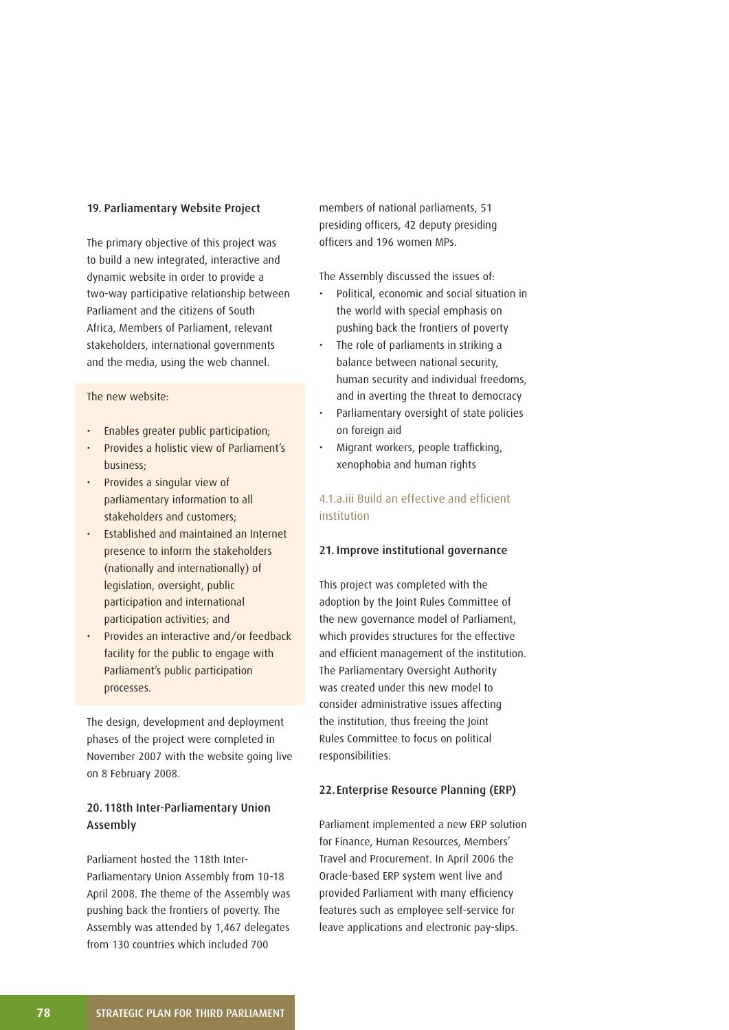### 19. Parliamentary Website Project

The primary objective of this project was to build a new integrated, interactive and dynamic website in order to provide a two-way participative relationship between Parliament and the citizens of South Africa, Members of Parliament, relevant stakeholders, international governments and the media, using the web channel.

The new website:

- Enables greater public participation;
- Provides a holistic view of Parliament's business;
- Provides a singular view of parliamentary information to all stakeholders and customers;
- Established and maintained an Internet presence to inform the stakeholders (nationally and internationally) of legislation, oversight, public participation and international participation activities; and
- Provides an interactive and/or feedback facility for the public to engage with Parliament's public participation processes.

The design, development and deployment phases of the project were completed in November 2007 with the website going live on 8 February 2008.

### 20. 118th Inter-Parliamentary Union Assembly

Parliament hosted the 118th Inter-Parliamentary Union Assembly from 10-18 April 2008. The theme of the Assembly was pushing back the frontiers of poverty. The Assembly was attended by 1,467 delegates from 130 countries which included 700 members of national parliaments, 51 presiding officers, 42 deputy presiding officers and 196 women MPs.

The Assembly discussed the issues of:

- Political, economic and social situation in the world with special emphasis on pushing back the frontiers of poverty
- The role of parliaments in striking a balance between national security, human security and individual freedoms, and in averting the threat to democracy
- Parliamentary oversight of state policies on foreign aid
- Migrant workers, people trafficking, xenophobia and human rights

## 4.1.a.iii Build an effective and efficient institution

### 21. Improve institutional governance

This project was completed with the adoption by the Joint Rules Committee of the new governance model of Parliament, which provides structures for the effective and efficient management of the institution. The Parliamentary Oversight Authority was created under this new model to consider administrative issues affecting the institution, thus freeing the Joint Rules Committee to focus on political responsibilities.

### 22. Enterprise Resource Planning (ERP)

Parliament implemented a new ERP solution for Finance, Human Resources, Members' Travel and Procurement. In April 2006 the Oracle-based ERP system went live and provided Parliament with many efficiency features such as employee self-service for leave applications and electronic pay-slips.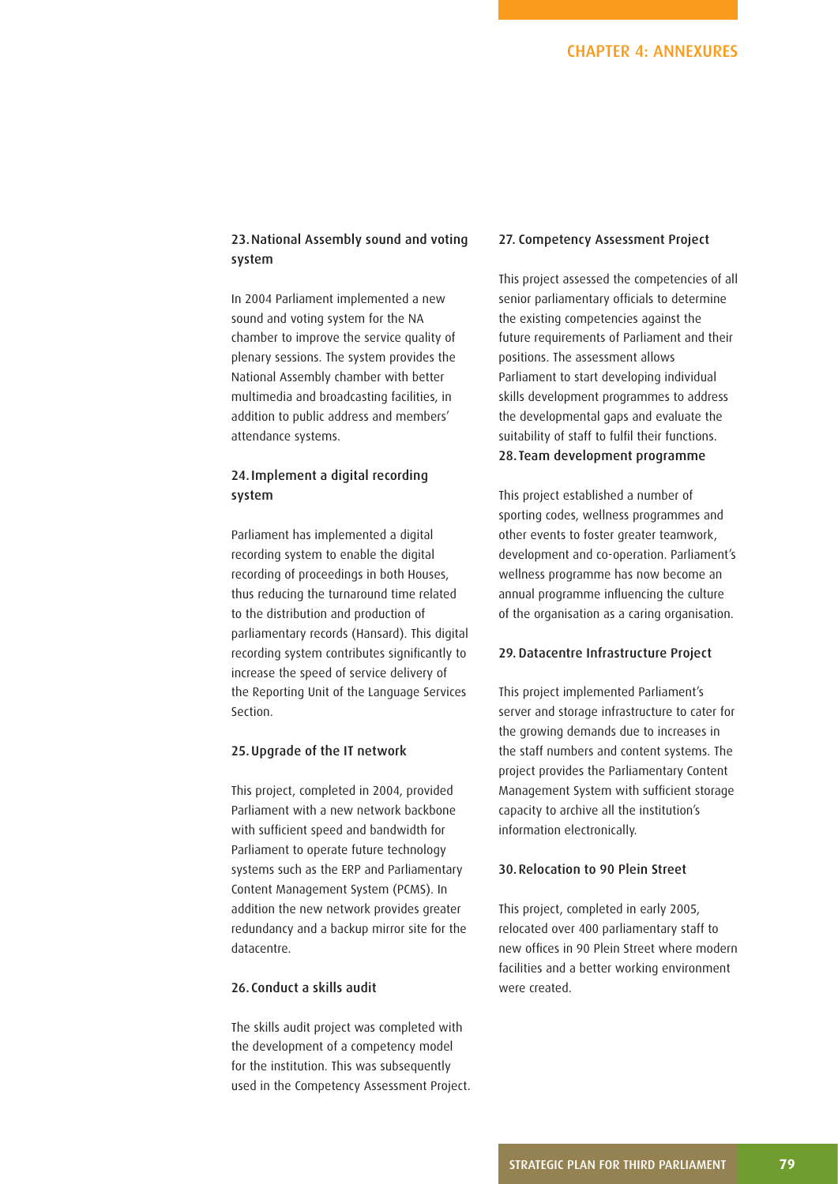### 23. National Assembly sound and voting system

In 2004 Parliament implemented a new sound and voting system for the NA chamber to improve the service quality of plenary sessions. The system provides the National Assembly chamber with better multimedia and broadcasting facilities, in addition to public address and members' attendance systems.

### 24. Implement a digital recording system

Parliament has implemented a digital recording system to enable the digital recording of proceedings in both Houses, thus reducing the turnaround time related to the distribution and production of parliamentary records (Hansard). This digital recording system contributes significantly to increase the speed of service delivery of the Reporting Unit of the Language Services Section.

### 25. Upgrade of the IT network

This project, completed in 2004, provided Parliament with a new network backbone with sufficient speed and bandwidth for Parliament to operate future technology systems such as the ERP and Parliamentary Content Management System (PCMS). In addition the new network provides greater redundancy and a backup mirror site for the datacentre.

### 26. Conduct a skills audit

The skills audit project was completed with the development of a competency model for the institution. This was subsequently used in the Competency Assessment Project.

### 27. Competency Assessment Project

This project assessed the competencies of all senior parliamentary officials to determine the existing competencies against the future requirements of Parliament and their positions. The assessment allows Parliament to start developing individual skills development programmes to address the developmental gaps and evaluate the suitability of staff to fulfil their functions.

### 28. Team development programme

This project established a number of sporting codes, wellness programmes and other events to foster greater teamwork, development and co-operation. Parliament's wellness programme has now become an annual programme influencing the culture of the organisation as a caring organisation.

### 29. Datacentre Infrastructure Project

This project implemented Parliament's server and storage infrastructure to cater for the growing demands due to increases in the staff numbers and content systems. The project provides the Parliamentary Content Management System with sufficient storage capacity to archive all the institution's information electronically.

### 30. Relocation to 90 Plein Street

This project, completed in early 2005, relocated over 400 parliamentary staff to new offices in 90 Plein Street where modern facilities and a better working environment were created.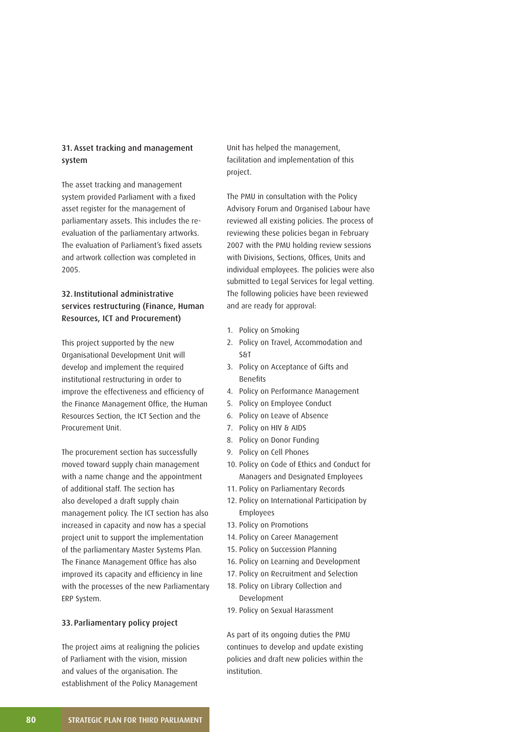### 31. Asset tracking and management system

The asset tracking and management system provided Parliament with a fixed asset register for the management of parliamentary assets. This includes the re-evaluation of the parliamentary artworks. The evaluation of Parliament's fixed assets and artwork collection was completed in 2005.

### 32. Institutional administrative services restructuring (Finance, Human Resources, ICT and Procurement)

This project supported by the new Organisational Development Unit will develop and implement the required institutional restructuring in order to improve the effectiveness and efficiency of the Finance Management Office, the Human Resources Section, the ICT Section and the Procurement Unit.

The procurement section has successfully moved toward supply chain management with a name change and the appointment of additional staff. The section has also developed a draft supply chain management policy. The ICT section has also increased in capacity and now has a special project unit to support the implementation of the parliamentary Master Systems Plan. The Finance Management Office has also improved its capacity and efficiency in line with the processes of the new Parliamentary ERP System.

### 33. Parliamentary policy project

The project aims at realigning the policies of Parliament with the vision, mission and values of the organisation. The establishment of the Policy Management Unit has helped the management, facilitation and implementation of this project.

The PMU in consultation with the Policy Advisory Forum and Organised Labour have reviewed all existing policies. The process of reviewing these policies began in February 2007 with the PMU holding review sessions with Divisions, Sections, Offices, Units and individual employees. The policies were also submitted to Legal Services for legal vetting. The following policies have been reviewed and are ready for approval:

1. Policy on Smoking
2. Policy on Travel, Accommodation and S&T
3. Policy on Acceptance of Gifts and Benefits
4. Policy on Performance Management
5. Policy on Employee Conduct
6. Policy on Leave of Absence
7. Policy on HIV & AIDS
8. Policy on Donor Funding
9. Policy on Cell Phones
10. Policy on Code of Ethics and Conduct for Managers and Designated Employees
11. Policy on Parliamentary Records
12. Policy on International Participation by Employees
13. Policy on Promotions
14. Policy on Career Management
15. Policy on Succession Planning
16. Policy on Learning and Development
17. Policy on Recruitment and Selection
18. Policy on Library Collection and Development
19. Policy on Sexual Harassment

As part of its ongoing duties the PMU continues to develop and update existing policies and draft new policies within the institution.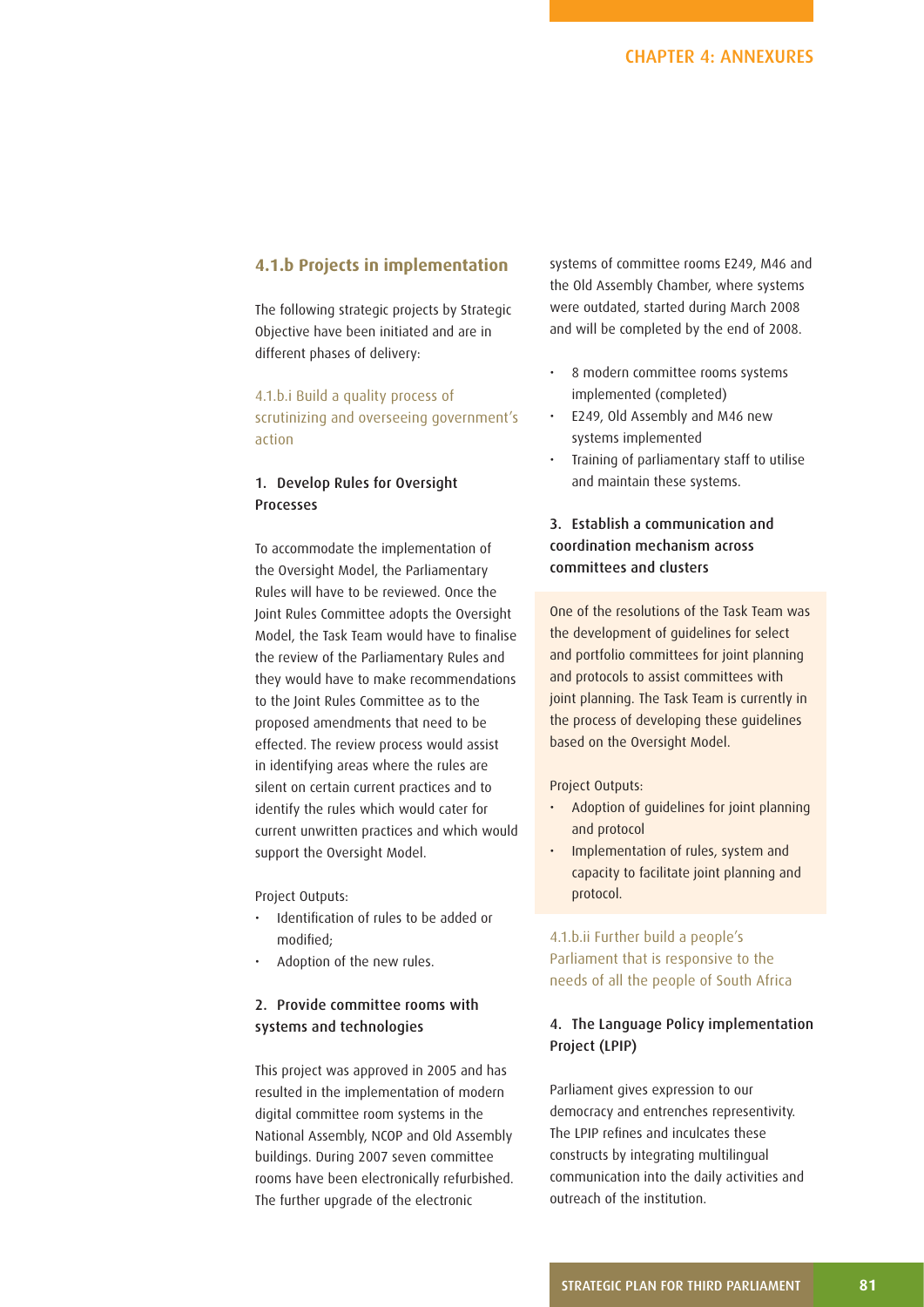### 4.1.b Projects in implementation

The following strategic projects by Strategic Objective have been initiated and are in different phases of delivery:

#### 4.1.b.i Build a quality process of scrutinizing and overseeing government's action

**1. Develop Rules for Oversight Processes**

To accommodate the implementation of the Oversight Model, the Parliamentary Rules will have to be reviewed. Once the Joint Rules Committee adopts the Oversight Model, the Task Team would have to finalise the review of the Parliamentary Rules and they would have to make recommendations to the Joint Rules Committee as to the proposed amendments that need to be effected. The review process would assist in identifying areas where the rules are silent on certain current practices and to identify the rules which would cater for current unwritten practices and which would support the Oversight Model.

Project Outputs:

- Identification of rules to be added or modified;
- Adoption of the new rules.

**2. Provide committee rooms with systems and technologies**

This project was approved in 2005 and has resulted in the implementation of modern digital committee room systems in the National Assembly, NCOP and Old Assembly buildings. During 2007 seven committee rooms have been electronically refurbished. The further upgrade of the electronic systems of committee rooms E249, M46 and the Old Assembly Chamber, where systems were outdated, started during March 2008 and will be completed by the end of 2008.

- 8 modern committee rooms systems implemented (completed)
- E249, Old Assembly and M46 new systems implemented
- Training of parliamentary staff to utilise and maintain these systems.

**3. Establish a communication and coordination mechanism across committees and clusters**

One of the resolutions of the Task Team was the development of guidelines for select and portfolio committees for joint planning and protocols to assist committees with joint planning. The Task Team is currently in the process of developing these guidelines based on the Oversight Model.

Project Outputs:

- Adoption of guidelines for joint planning and protocol
- Implementation of rules, system and capacity to facilitate joint planning and protocol.

#### 4.1.b.ii Further build a people's Parliament that is responsive to the needs of all the people of South Africa

**4. The Language Policy implementation Project (LPIP)**

Parliament gives expression to our democracy and entrenches representivity. The LPIP refines and inculcates these constructs by integrating multilingual communication into the daily activities and outreach of the institution.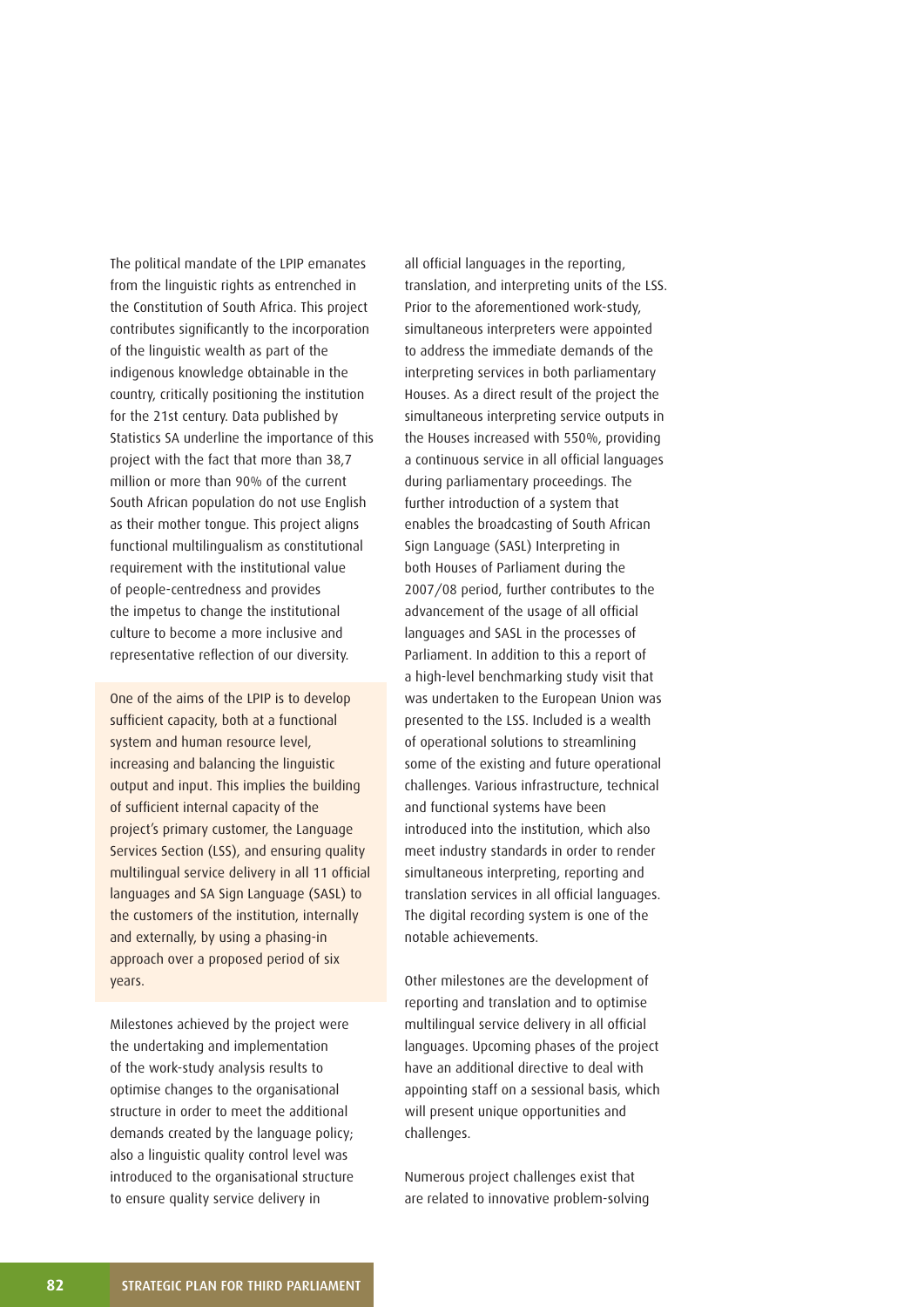The political mandate of the LPIP emanates from the linguistic rights as entrenched in the Constitution of South Africa. This project contributes significantly to the incorporation of the linguistic wealth as part of the indigenous knowledge obtainable in the country, critically positioning the institution for the 21st century. Data published by Statistics SA underline the importance of this project with the fact that more than 38,7 million or more than 90% of the current South African population do not use English as their mother tongue. This project aligns functional multilingualism as constitutional requirement with the institutional value of people-centredness and provides the impetus to change the institutional culture to become a more inclusive and representative reflection of our diversity.

One of the aims of the LPIP is to develop sufficient capacity, both at a functional system and human resource level, increasing and balancing the linguistic output and input. This implies the building of sufficient internal capacity of the project's primary customer, the Language Services Section (LSS), and ensuring quality multilingual service delivery in all 11 official languages and SA Sign Language (SASL) to the customers of the institution, internally and externally, by using a phasing-in approach over a proposed period of six years.

Milestones achieved by the project were the undertaking and implementation of the work-study analysis results to optimise changes to the organisational structure in order to meet the additional demands created by the language policy; also a linguistic quality control level was introduced to the organisational structure to ensure quality service delivery in all official languages in the reporting, translation, and interpreting units of the LSS. Prior to the aforementioned work-study, simultaneous interpreters were appointed to address the immediate demands of the interpreting services in both parliamentary Houses. As a direct result of the project the simultaneous interpreting service outputs in the Houses increased with 550%, providing a continuous service in all official languages during parliamentary proceedings. The further introduction of a system that enables the broadcasting of South African Sign Language (SASL) Interpreting in both Houses of Parliament during the 2007/08 period, further contributes to the advancement of the usage of all official languages and SASL in the processes of Parliament. In addition to this a report of a high-level benchmarking study visit that was undertaken to the European Union was presented to the LSS. Included is a wealth of operational solutions to streamlining some of the existing and future operational challenges. Various infrastructure, technical and functional systems have been introduced into the institution, which also meet industry standards in order to render simultaneous interpreting, reporting and translation services in all official languages. The digital recording system is one of the notable achievements.

Other milestones are the development of reporting and translation and to optimise multilingual service delivery in all official languages. Upcoming phases of the project have an additional directive to deal with appointing staff on a sessional basis, which will present unique opportunities and challenges.

Numerous project challenges exist that are related to innovative problem-solving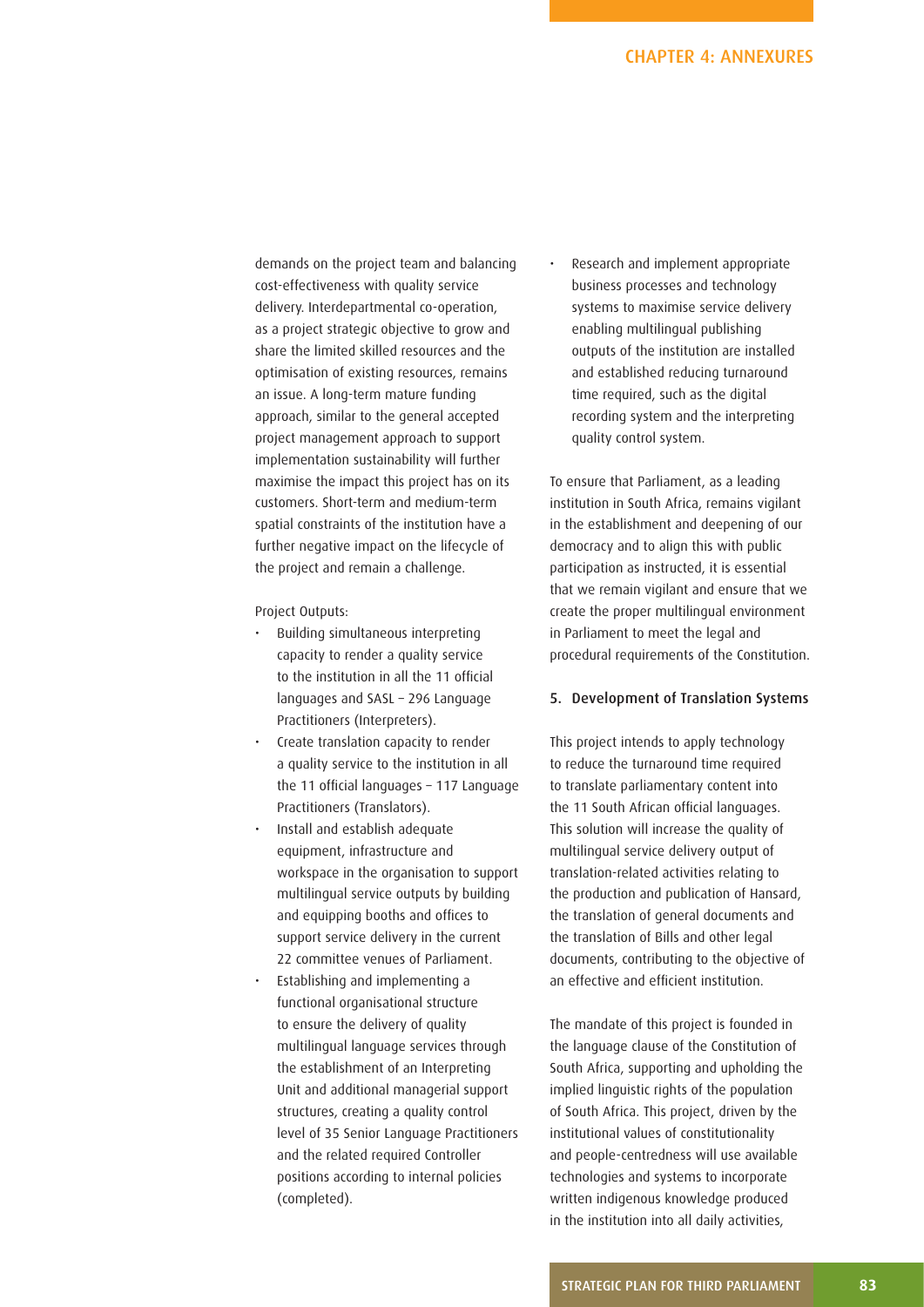demands on the project team and balancing cost-effectiveness with quality service delivery. Interdepartmental co-operation, as a project strategic objective to grow and share the limited skilled resources and the optimisation of existing resources, remains an issue. A long-term mature funding approach, similar to the general accepted project management approach to support implementation sustainability will further maximise the impact this project has on its customers. Short-term and medium-term spatial constraints of the institution have a further negative impact on the lifecycle of the project and remain a challenge.

Project Outputs:

- Building simultaneous interpreting capacity to render a quality service to the institution in all the 11 official languages and SASL – 296 Language Practitioners (Interpreters).
- Create translation capacity to render a quality service to the institution in all the 11 official languages – 117 Language Practitioners (Translators).
- Install and establish adequate equipment, infrastructure and workspace in the organisation to support multilingual service outputs by building and equipping booths and offices to support service delivery in the current 22 committee venues of Parliament.
- Establishing and implementing a functional organisational structure to ensure the delivery of quality multilingual language services through the establishment of an Interpreting Unit and additional managerial support structures, creating a quality control level of 35 Senior Language Practitioners and the related required Controller positions according to internal policies (completed).
- Research and implement appropriate business processes and technology systems to maximise service delivery enabling multilingual publishing outputs of the institution are installed and established reducing turnaround time required, such as the digital recording system and the interpreting quality control system.

To ensure that Parliament, as a leading institution in South Africa, remains vigilant in the establishment and deepening of our democracy and to align this with public participation as instructed, it is essential that we remain vigilant and ensure that we create the proper multilingual environment in Parliament to meet the legal and procedural requirements of the Constitution.

### 5. Development of Translation Systems

This project intends to apply technology to reduce the turnaround time required to translate parliamentary content into the 11 South African official languages. This solution will increase the quality of multilingual service delivery output of translation-related activities relating to the production and publication of Hansard, the translation of general documents and the translation of Bills and other legal documents, contributing to the objective of an effective and efficient institution.

The mandate of this project is founded in the language clause of the Constitution of South Africa, supporting and upholding the implied linguistic rights of the population of South Africa. This project, driven by the institutional values of constitutionality and people-centredness will use available technologies and systems to incorporate written indigenous knowledge produced in the institution into all daily activities,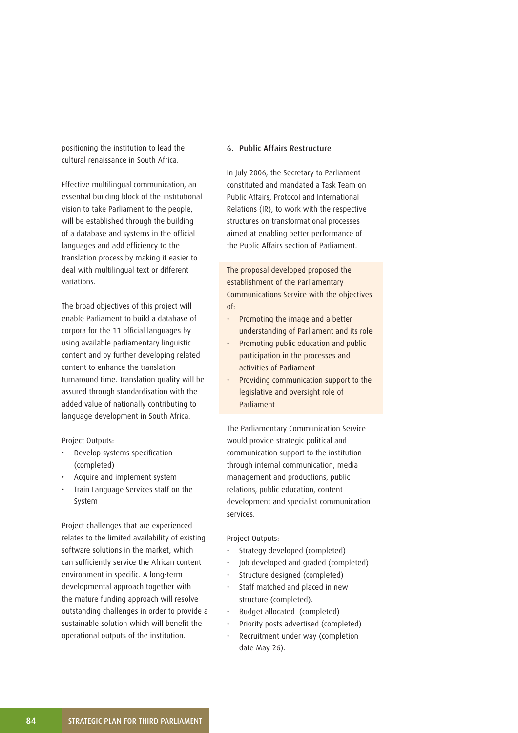positioning the institution to lead the cultural renaissance in South Africa.

Effective multilingual communication, an essential building block of the institutional vision to take Parliament to the people, will be established through the building of a database and systems in the official languages and add efficiency to the translation process by making it easier to deal with multilingual text or different variations.

The broad objectives of this project will enable Parliament to build a database of corpora for the 11 official languages by using available parliamentary linguistic content and by further developing related content to enhance the translation turnaround time. Translation quality will be assured through standardisation with the added value of nationally contributing to language development in South Africa.

Project Outputs:

- Develop systems specification (completed)
- Acquire and implement system
- Train Language Services staff on the System

Project challenges that are experienced relates to the limited availability of existing software solutions in the market, which can sufficiently service the African content environment in specific. A long-term developmental approach together with the mature funding approach will resolve outstanding challenges in order to provide a sustainable solution which will benefit the operational outputs of the institution.

### 6. Public Affairs Restructure

In July 2006, the Secretary to Parliament constituted and mandated a Task Team on Public Affairs, Protocol and International Relations (IR), to work with the respective structures on transformational processes aimed at enabling better performance of the Public Affairs section of Parliament.

The proposal developed proposed the establishment of the Parliamentary Communications Service with the objectives of:

- Promoting the image and a better understanding of Parliament and its role
- Promoting public education and public participation in the processes and activities of Parliament
- Providing communication support to the legislative and oversight role of Parliament

The Parliamentary Communication Service would provide strategic political and communication support to the institution through internal communication, media management and productions, public relations, public education, content development and specialist communication services.

Project Outputs:

- Strategy developed (completed)
- Job developed and graded (completed)
- Structure designed (completed)
- Staff matched and placed in new structure (completed).
- Budget allocated (completed)
- Priority posts advertised (completed)
- Recruitment under way (completion date May 26).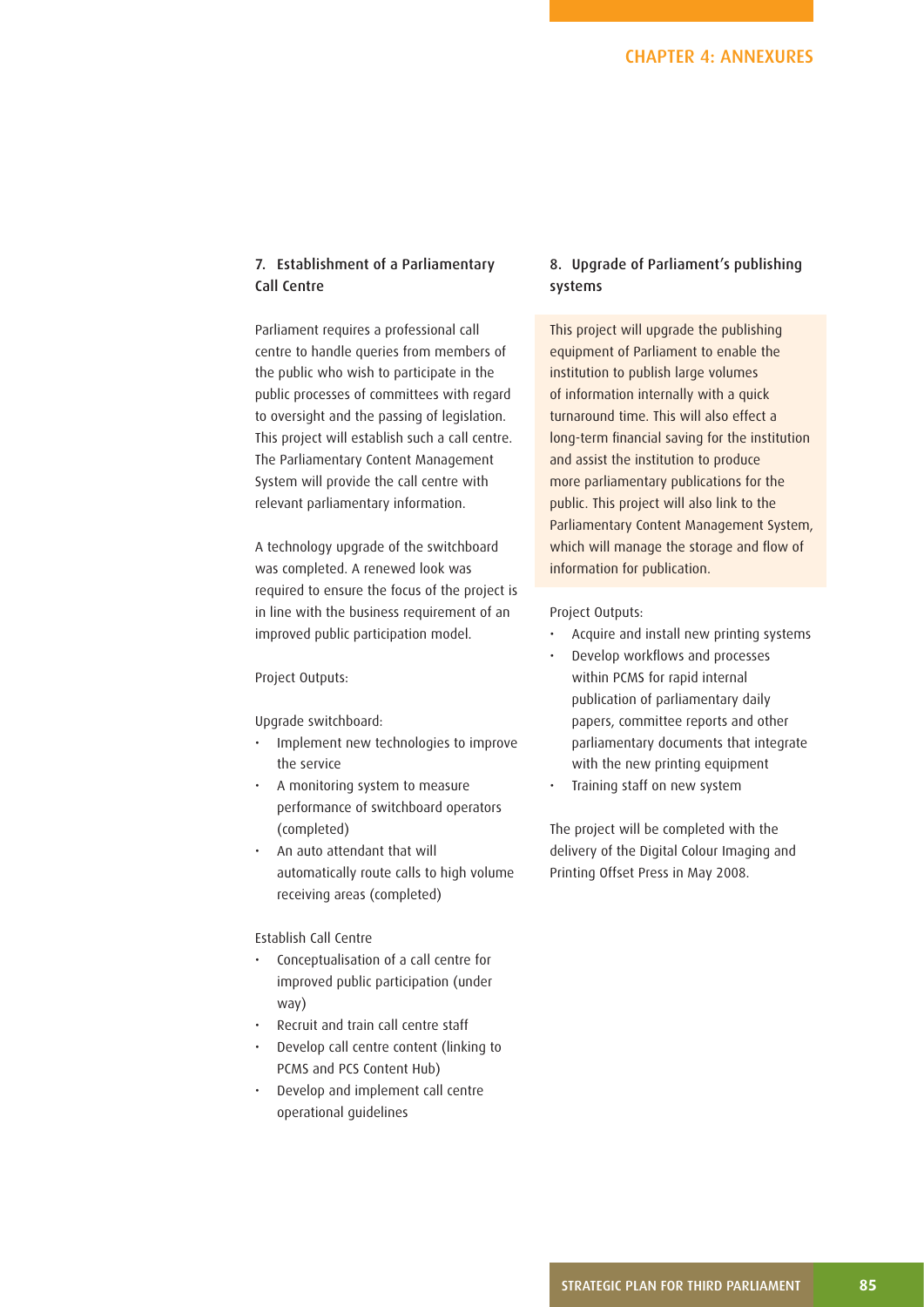## 7. Establishment of a Parliamentary Call Centre

Parliament requires a professional call centre to handle queries from members of the public who wish to participate in the public processes of committees with regard to oversight and the passing of legislation. This project will establish such a call centre. The Parliamentary Content Management System will provide the call centre with relevant parliamentary information.

A technology upgrade of the switchboard was completed. A renewed look was required to ensure the focus of the project is in line with the business requirement of an improved public participation model.

Project Outputs:

Upgrade switchboard:

- Implement new technologies to improve the service
- A monitoring system to measure performance of switchboard operators (completed)
- An auto attendant that will automatically route calls to high volume receiving areas (completed)

Establish Call Centre

- Conceptualisation of a call centre for improved public participation (under way)
- Recruit and train call centre staff
- Develop call centre content (linking to PCMS and PCS Content Hub)
- Develop and implement call centre operational guidelines

## 8. Upgrade of Parliament's publishing systems

This project will upgrade the publishing equipment of Parliament to enable the institution to publish large volumes of information internally with a quick turnaround time. This will also effect a long-term financial saving for the institution and assist the institution to produce more parliamentary publications for the public. This project will also link to the Parliamentary Content Management System, which will manage the storage and flow of information for publication.

Project Outputs:

- Acquire and install new printing systems
- Develop workflows and processes within PCMS for rapid internal publication of parliamentary daily papers, committee reports and other parliamentary documents that integrate with the new printing equipment
- Training staff on new system

The project will be completed with the delivery of the Digital Colour Imaging and Printing Offset Press in May 2008.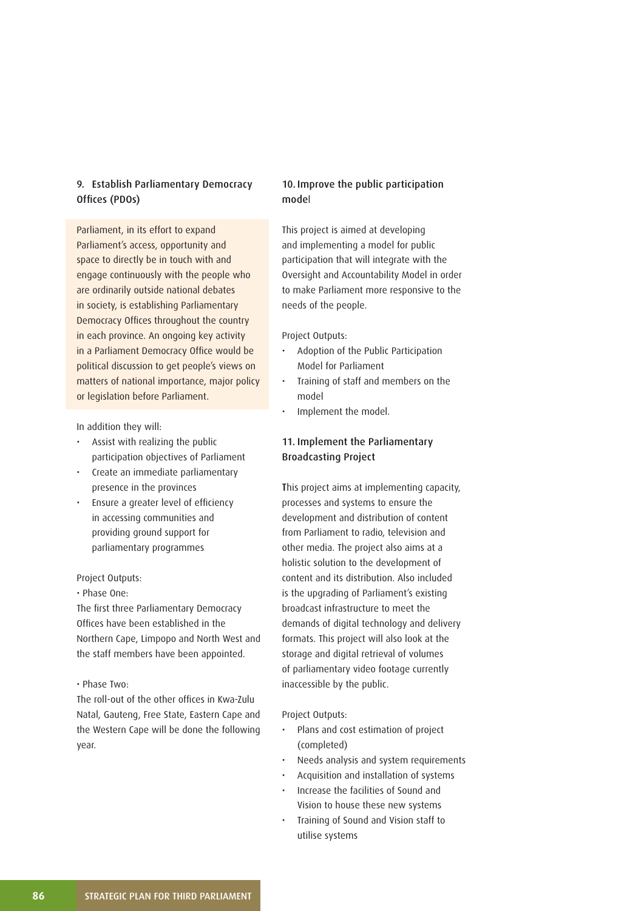### 9. Establish Parliamentary Democracy Offices (PDOs)

Parliament, in its effort to expand Parliament's access, opportunity and space to directly be in touch with and engage continuously with the people who are ordinarily outside national debates in society, is establishing Parliamentary Democracy Offices throughout the country in each province. An ongoing key activity in a Parliament Democracy Office would be political discussion to get people's views on matters of national importance, major policy or legislation before Parliament.

In addition they will:

- Assist with realizing the public participation objectives of Parliament
- Create an immediate parliamentary presence in the provinces
- Ensure a greater level of efficiency in accessing communities and providing ground support for parliamentary programmes

Project Outputs:

• Phase One:

The first three Parliamentary Democracy Offices have been established in the Northern Cape, Limpopo and North West and the staff members have been appointed.

• Phase Two:

The roll-out of the other offices in Kwa-Zulu Natal, Gauteng, Free State, Eastern Cape and the Western Cape will be done the following year.

### 10. Improve the public participation model

This project is aimed at developing and implementing a model for public participation that will integrate with the Oversight and Accountability Model in order to make Parliament more responsive to the needs of the people.

Project Outputs:

- Adoption of the Public Participation Model for Parliament
- Training of staff and members on the model
- Implement the model.

### 11. Implement the Parliamentary Broadcasting Project

This project aims at implementing capacity, processes and systems to ensure the development and distribution of content from Parliament to radio, television and other media. The project also aims at a holistic solution to the development of content and its distribution. Also included is the upgrading of Parliament's existing broadcast infrastructure to meet the demands of digital technology and delivery formats. This project will also look at the storage and digital retrieval of volumes of parliamentary video footage currently inaccessible by the public.

Project Outputs:

- Plans and cost estimation of project (completed)
- Needs analysis and system requirements
- Acquisition and installation of systems
- Increase the facilities of Sound and Vision to house these new systems
- Training of Sound and Vision staff to utilise systems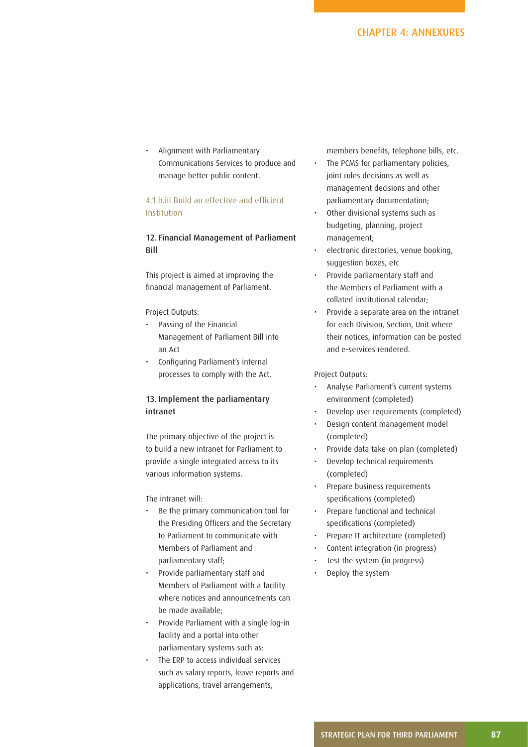- Alignment with Parliamentary Communications Services to produce and manage better public content.

#### 4.1.b.iii Build an effective and efficient Institution

### 12. Financial Management of Parliament Bill

This project is aimed at improving the financial management of Parliament.

Project Outputs:

- Passing of the Financial Management of Parliament Bill into an Act
- Configuring Parliament's internal processes to comply with the Act.

### 13. Implement the parliamentary intranet

The primary objective of the project is to build a new intranet for Parliament to provide a single integrated access to its various information systems.

The intranet will:

- Be the primary communication tool for the Presiding Officers and the Secretary to Parliament to communicate with Members of Parliament and parliamentary staff;
- Provide parliamentary staff and Members of Parliament with a facility where notices and announcements can be made available;
- Provide Parliament with a single log-in facility and a portal into other parliamentary systems such as:
- The ERP to access individual services such as salary reports, leave reports and applications, travel arrangements, members benefits, telephone bills, etc.
- The PCMS for parliamentary policies, joint rules decisions as well as management decisions and other parliamentary documentation;
- Other divisional systems such as budgeting, planning, project management;
- electronic directories, venue booking, suggestion boxes, etc
- Provide parliamentary staff and the Members of Parliament with a collated institutional calendar;
- Provide a separate area on the intranet for each Division, Section, Unit where their notices, information can be posted and e-services rendered.

Project Outputs:

- Analyse Parliament's current systems environment (completed)
- Develop user requirements (completed)
- Design content management model (completed)
- Provide data take-on plan (completed)
- Develop technical requirements (completed)
- Prepare business requirements specifications (completed)
- Prepare functional and technical specifications (completed)
- Prepare IT architecture (completed)
- Content integration (in progress)
- Test the system (in progress)
- Deploy the system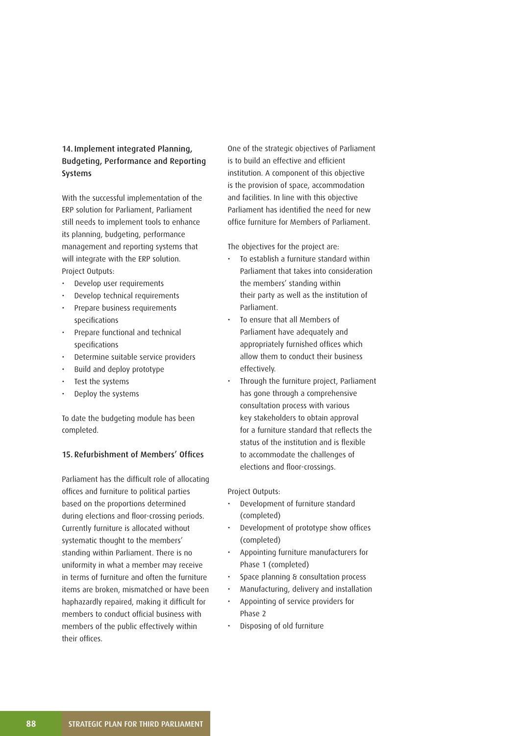### 14. Implement integrated Planning, Budgeting, Performance and Reporting Systems

With the successful implementation of the ERP solution for Parliament, Parliament still needs to implement tools to enhance its planning, budgeting, performance management and reporting systems that will integrate with the ERP solution.
Project Outputs:

- Develop user requirements
- Develop technical requirements
- Prepare business requirements specifications
- Prepare functional and technical specifications
- Determine suitable service providers
- Build and deploy prototype
- Test the systems
- Deploy the systems

To date the budgeting module has been completed.

### 15. Refurbishment of Members' Offices

Parliament has the difficult role of allocating offices and furniture to political parties based on the proportions determined during elections and floor-crossing periods. Currently furniture is allocated without systematic thought to the members' standing within Parliament. There is no uniformity in what a member may receive in terms of furniture and often the furniture items are broken, mismatched or have been haphazardly repaired, making it difficult for members to conduct official business with members of the public effectively within their offices.

One of the strategic objectives of Parliament is to build an effective and efficient institution. A component of this objective is the provision of space, accommodation and facilities. In line with this objective Parliament has identified the need for new office furniture for Members of Parliament.

The objectives for the project are:

- To establish a furniture standard within Parliament that takes into consideration the members' standing within their party as well as the institution of Parliament.
- To ensure that all Members of Parliament have adequately and appropriately furnished offices which allow them to conduct their business effectively.
- Through the furniture project, Parliament has gone through a comprehensive consultation process with various key stakeholders to obtain approval for a furniture standard that reflects the status of the institution and is flexible to accommodate the challenges of elections and floor-crossings.

Project Outputs:

- Development of furniture standard (completed)
- Development of prototype show offices (completed)
- Appointing furniture manufacturers for Phase 1 (completed)
- Space planning & consultation process
- Manufacturing, delivery and installation
- Appointing of service providers for Phase 2
- Disposing of old furniture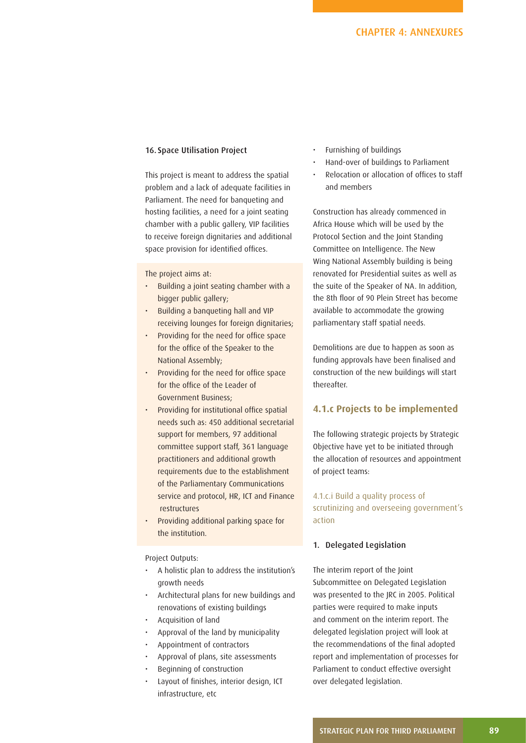### 16. Space Utilisation Project

This project is meant to address the spatial problem and a lack of adequate facilities in Parliament. The need for banqueting and hosting facilities, a need for a joint seating chamber with a public gallery, VIP facilities to receive foreign dignitaries and additional space provision for identified offices.

The project aims at:

- Building a joint seating chamber with a bigger public gallery;
- Building a banqueting hall and VIP receiving lounges for foreign dignitaries;
- Providing for the need for office space for the office of the Speaker to the National Assembly;
- Providing for the need for office space for the office of the Leader of Government Business;
- Providing for institutional office spatial needs such as: 450 additional secretarial support for members, 97 additional committee support staff, 361 language practitioners and additional growth requirements due to the establishment of the Parliamentary Communications service and protocol, HR, ICT and Finance restructures
- Providing additional parking space for the institution.

Project Outputs:

- A holistic plan to address the institution's growth needs
- Architectural plans for new buildings and renovations of existing buildings
- Acquisition of land
- Approval of the land by municipality
- Appointment of contractors
- Approval of plans, site assessments
- Beginning of construction
- Layout of finishes, interior design, ICT infrastructure, etc
- Furnishing of buildings
- Hand-over of buildings to Parliament
- Relocation or allocation of offices to staff and members

Construction has already commenced in Africa House which will be used by the Protocol Section and the Joint Standing Committee on Intelligence. The New Wing National Assembly building is being renovated for Presidential suites as well as the suite of the Speaker of NA. In addition, the 8th floor of 90 Plein Street has become available to accommodate the growing parliamentary staff spatial needs.

Demolitions are due to happen as soon as funding approvals have been finalised and construction of the new buildings will start thereafter.

## 4.1.c Projects to be implemented

The following strategic projects by Strategic Objective have yet to be initiated through the allocation of resources and appointment of project teams:

### 4.1.c.i Build a quality process of scrutinizing and overseeing government's action

#### 1. Delegated Legislation

The interim report of the Joint Subcommittee on Delegated Legislation was presented to the JRC in 2005. Political parties were required to make inputs and comment on the interim report. The delegated legislation project will look at the recommendations of the final adopted report and implementation of processes for Parliament to conduct effective oversight over delegated legislation.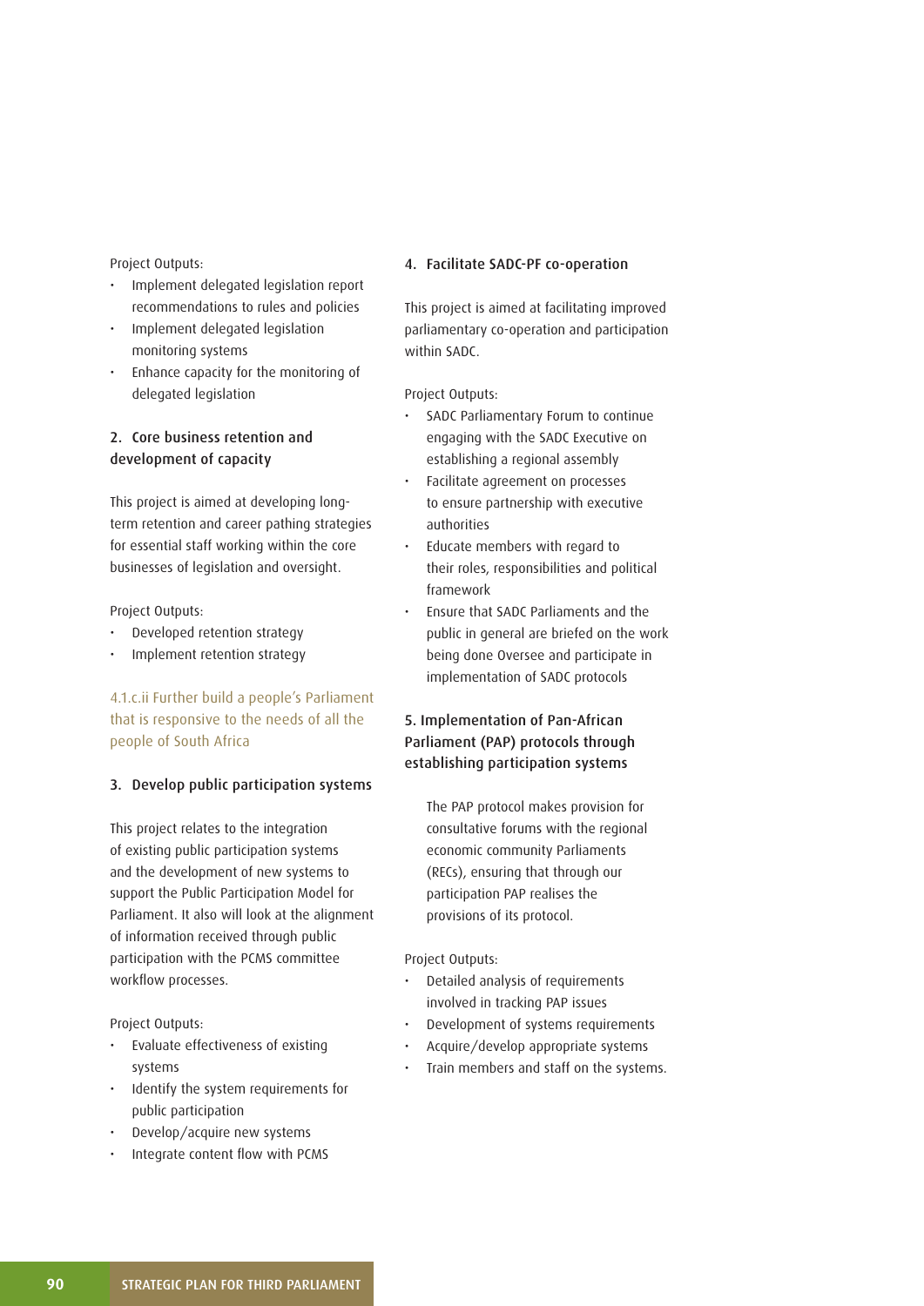Project Outputs:

- Implement delegated legislation report recommendations to rules and policies
- Implement delegated legislation monitoring systems
- Enhance capacity for the monitoring of delegated legislation

### 2. Core business retention and development of capacity

This project is aimed at developing long-term retention and career pathing strategies for essential staff working within the core businesses of legislation and oversight.

Project Outputs:

- Developed retention strategy
- Implement retention strategy

4.1.c.ii Further build a people's Parliament that is responsive to the needs of all the people of South Africa

### 3. Develop public participation systems

This project relates to the integration of existing public participation systems and the development of new systems to support the Public Participation Model for Parliament. It also will look at the alignment of information received through public participation with the PCMS committee workflow processes.

Project Outputs:

- Evaluate effectiveness of existing systems
- Identify the system requirements for public participation
- Develop/acquire new systems
- Integrate content flow with PCMS

### 4. Facilitate SADC-PF co-operation

This project is aimed at facilitating improved parliamentary co-operation and participation within SADC.

Project Outputs:

- SADC Parliamentary Forum to continue engaging with the SADC Executive on establishing a regional assembly
- Facilitate agreement on processes to ensure partnership with executive authorities
- Educate members with regard to their roles, responsibilities and political framework
- Ensure that SADC Parliaments and the public in general are briefed on the work being done Oversee and participate in implementation of SADC protocols

### 5. Implementation of Pan-African Parliament (PAP) protocols through establishing participation systems

The PAP protocol makes provision for consultative forums with the regional economic community Parliaments (RECs), ensuring that through our participation PAP realises the provisions of its protocol.

Project Outputs:

- Detailed analysis of requirements involved in tracking PAP issues
- Development of systems requirements
- Acquire/develop appropriate systems
- Train members and staff on the systems.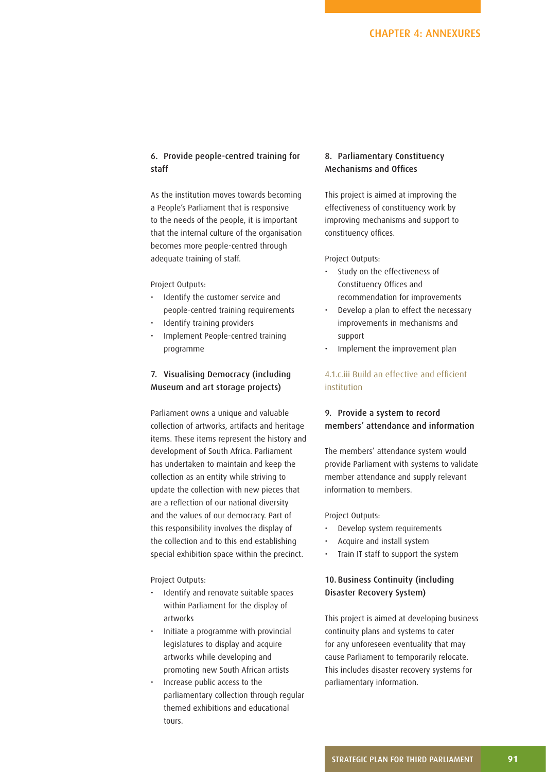### 6. Provide people-centred training for staff

As the institution moves towards becoming a People's Parliament that is responsive to the needs of the people, it is important that the internal culture of the organisation becomes more people-centred through adequate training of staff.

Project Outputs:

- Identify the customer service and people-centred training requirements
- Identify training providers
- Implement People-centred training programme

### 7. Visualising Democracy (including Museum and art storage projects)

Parliament owns a unique and valuable collection of artworks, artifacts and heritage items. These items represent the history and development of South Africa. Parliament has undertaken to maintain and keep the collection as an entity while striving to update the collection with new pieces that are a reflection of our national diversity and the values of our democracy. Part of this responsibility involves the display of the collection and to this end establishing special exhibition space within the precinct.

Project Outputs:

- Identify and renovate suitable spaces within Parliament for the display of artworks
- Initiate a programme with provincial legislatures to display and acquire artworks while developing and promoting new South African artists
- Increase public access to the parliamentary collection through regular themed exhibitions and educational tours.

### 8. Parliamentary Constituency Mechanisms and Offices

This project is aimed at improving the effectiveness of constituency work by improving mechanisms and support to constituency offices.

Project Outputs:

- Study on the effectiveness of Constituency Offices and recommendation for improvements
- Develop a plan to effect the necessary improvements in mechanisms and support
- Implement the improvement plan

## 4.1.c.iii Build an effective and efficient institution

### 9. Provide a system to record members' attendance and information

The members' attendance system would provide Parliament with systems to validate member attendance and supply relevant information to members.

Project Outputs:

- Develop system requirements
- Acquire and install system
- Train IT staff to support the system

### 10. Business Continuity (including Disaster Recovery System)

This project is aimed at developing business continuity plans and systems to cater for any unforeseen eventuality that may cause Parliament to temporarily relocate. This includes disaster recovery systems for parliamentary information.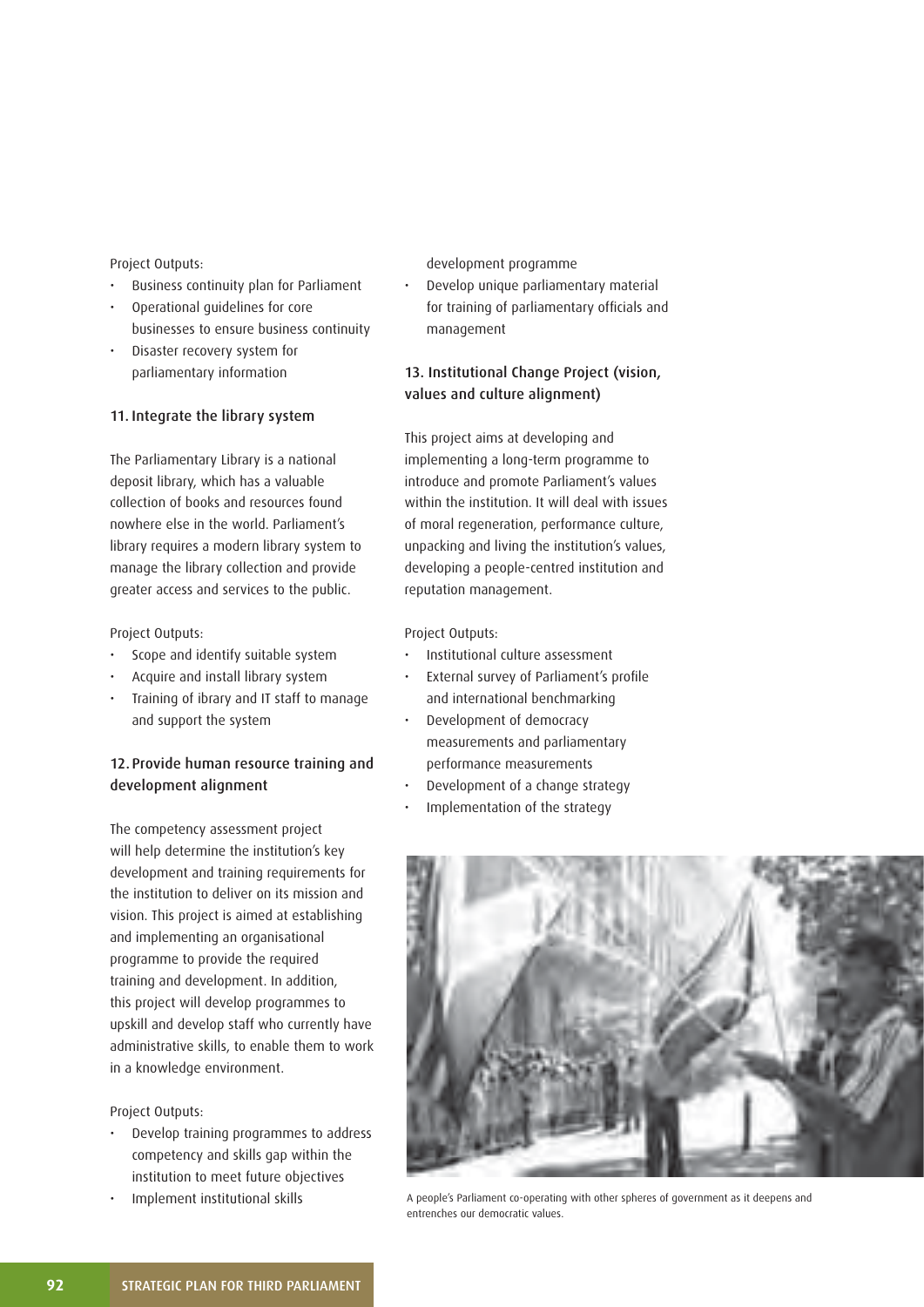Project Outputs:

- Business continuity plan for Parliament
- Operational guidelines for core businesses to ensure business continuity
- Disaster recovery system for parliamentary information

### 11. Integrate the library system

The Parliamentary Library is a national deposit library, which has a valuable collection of books and resources found nowhere else in the world. Parliament's library requires a modern library system to manage the library collection and provide greater access and services to the public.

Project Outputs:

- Scope and identify suitable system
- Acquire and install library system
- Training of ibrary and IT staff to manage and support the system

### 12. Provide human resource training and development alignment

The competency assessment project will help determine the institution's key development and training requirements for the institution to deliver on its mission and vision. This project is aimed at establishing and implementing an organisational programme to provide the required training and development. In addition, this project will develop programmes to upskill and develop staff who currently have administrative skills, to enable them to work in a knowledge environment.

Project Outputs:

- Develop training programmes to address competency and skills gap within the institution to meet future objectives
- Implement institutional skills development programme
- Develop unique parliamentary material for training of parliamentary officials and management

### 13. Institutional Change Project (vision, values and culture alignment)

This project aims at developing and implementing a long-term programme to introduce and promote Parliament's values within the institution. It will deal with issues of moral regeneration, performance culture, unpacking and living the institution's values, developing a people-centred institution and reputation management.

Project Outputs:

- Institutional culture assessment
- External survey of Parliament's profile and international benchmarking
- Development of democracy measurements and parliamentary performance measurements
- Development of a change strategy
- Implementation of the strategy

A people's Parliament co-operating with other spheres of government as it deepens and entrenches our democratic values.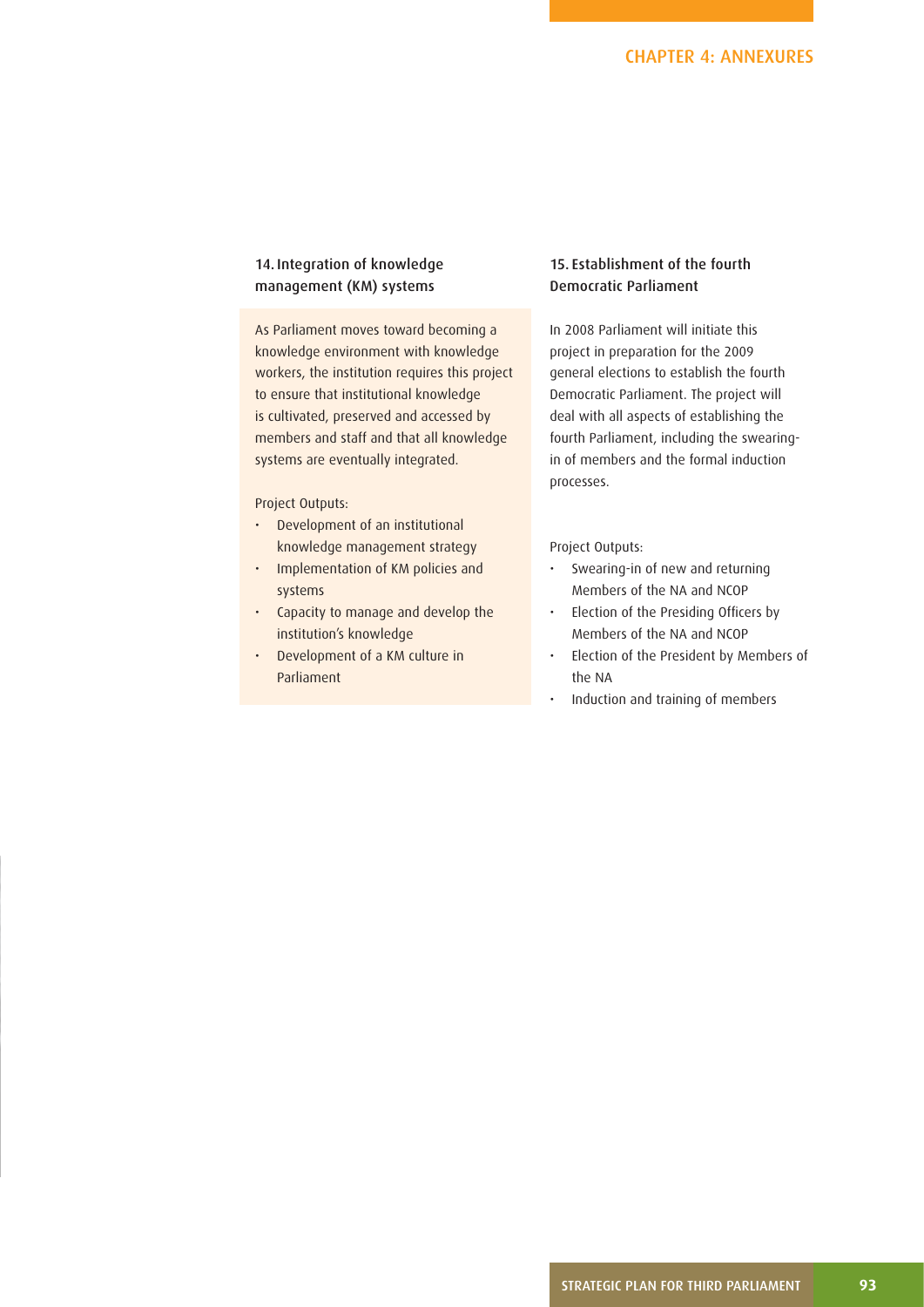### 14. Integration of knowledge management (KM) systems

As Parliament moves toward becoming a knowledge environment with knowledge workers, the institution requires this project to ensure that institutional knowledge is cultivated, preserved and accessed by members and staff and that all knowledge systems are eventually integrated.

Project Outputs:

- Development of an institutional knowledge management strategy
- Implementation of KM policies and systems
- Capacity to manage and develop the institution's knowledge
- Development of a KM culture in Parliament

### 15. Establishment of the fourth Democratic Parliament

In 2008 Parliament will initiate this project in preparation for the 2009 general elections to establish the fourth Democratic Parliament. The project will deal with all aspects of establishing the fourth Parliament, including the swearing-in of members and the formal induction processes.

Project Outputs:

- Swearing-in of new and returning Members of the NA and NCOP
- Election of the Presiding Officers by Members of the NA and NCOP
- Election of the President by Members of the NA
- Induction and training of members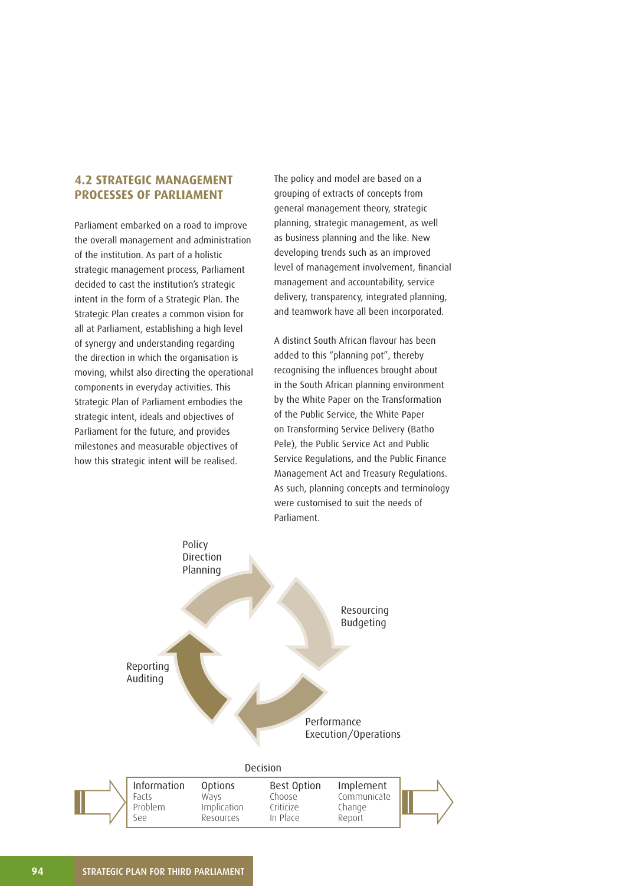## 4.2 STRATEGIC MANAGEMENT PROCESSES OF PARLIAMENT

Parliament embarked on a road to improve the overall management and administration of the institution. As part of a holistic strategic management process, Parliament decided to cast the institution's strategic intent in the form of a Strategic Plan. The Strategic Plan creates a common vision for all at Parliament, establishing a high level of synergy and understanding regarding the direction in which the organisation is moving, whilst also directing the operational components in everyday activities. This Strategic Plan of Parliament embodies the strategic intent, ideals and objectives of Parliament for the future, and provides milestones and measurable objectives of how this strategic intent will be realised.

The policy and model are based on a grouping of extracts of concepts from general management theory, strategic planning, strategic management, as well as business planning and the like. New developing trends such as an improved level of management involvement, financial management and accountability, service delivery, transparency, integrated planning, and teamwork have all been incorporated.

A distinct South African flavour has been added to this "planning pot", thereby recognising the influences brought about in the South African planning environment by the White Paper on the Transformation of the Public Service, the White Paper on Transforming Service Delivery (Batho Pele), the Public Service Act and Public Service Regulations, and the Public Finance Management Act and Treasury Regulations. As such, planning concepts and terminology were customised to suit the needs of Parliament.

Policy Direction Planning → Resourcing Budgeting → Performance Execution/Operations → Reporting Auditing

Decision

| Information | Options | Best Option | Implement |
|---|---|---|---|
| Facts | Ways | Choose | Communicate |
| Problem | Implication | Criticize | Change |
| See | Resources | In Place | Report |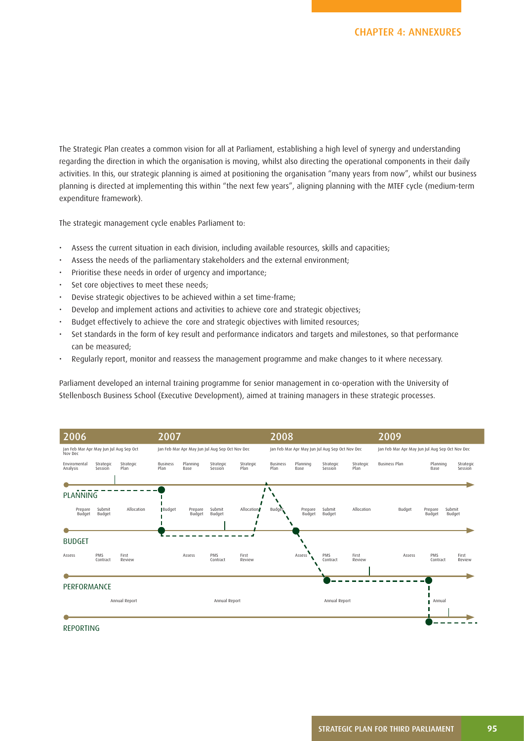The Strategic Plan creates a common vision for all at Parliament, establishing a high level of synergy and understanding regarding the direction in which the organisation is moving, whilst also directing the operational components in their daily activities. In this, our strategic planning is aimed at positioning the organisation "many years from now", whilst our business planning is directed at implementing this within "the next few years", aligning planning with the MTEF cycle (medium-term expenditure framework).

The strategic management cycle enables Parliament to:

- Assess the current situation in each division, including available resources, skills and capacities;
- Assess the needs of the parliamentary stakeholders and the external environment;
- Prioritise these needs in order of urgency and importance;
- Set core objectives to meet these needs;
- Devise strategic objectives to be achieved within a set time-frame;
- Develop and implement actions and activities to achieve core and strategic objectives;
- Budget effectively to achieve the core and strategic objectives with limited resources;
- Set standards in the form of key result and performance indicators and targets and milestones, so that performance can be measured;
- Regularly report, monitor and reassess the management programme and make changes to it where necessary.

Parliament developed an internal training programme for senior management in co-operation with the University of Stellenbosch Business School (Executive Development), aimed at training managers in these strategic processes.

| | 2006 | 2007 | 2008 | 2009 |
|---|---|---|---|---|
| | Jan Feb Mar Apr May Jun Jul Aug Sep Oct Nov Dec | Jan Feb Mar Apr May Jun Jul Aug Sep Oct Nov Dec | Jan Feb Mar Apr May Jun Jul Aug Sep Oct Nov Dec | Jan Feb Mar Apr May Jun Jul Aug Sep Oct Nov Dec |
| PLANNING | Enviromental Analysis, Strategic Session, Strategic Plan | Business Plan, Planning Base, Strategic Session, Strategic Plan | Business Plan, Planning Base, Strategic Session, Strategic Plan | Business Plan, Planning Base, Strategic Session |
| BUDGET | Prepare Budget, Submit Budget, Allocation | Budget, Prepare Budget, Submit Budget, Allocation | Budget, Prepare Budget, Submit Budget, Allocation | Budget, Prepare Budget, Submit Budget |
| PERFORMANCE | Assess, PMS Contract, First Review | Assess, PMS Contract, First Review | Assess, PMS Contract, First Review | Assess, PMS Contract, First Review |
| REPORTING | Annual Report | Annual Report | Annual Report | Annual |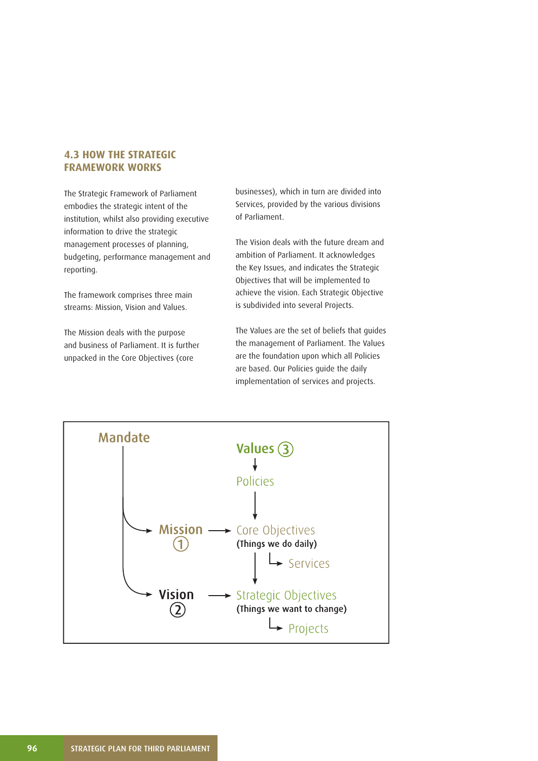### 4.3 HOW THE STRATEGIC FRAMEWORK WORKS

The Strategic Framework of Parliament embodies the strategic intent of the institution, whilst also providing executive information to drive the strategic management processes of planning, budgeting, performance management and reporting.

The framework comprises three main streams: Mission, Vision and Values.

The Mission deals with the purpose and business of Parliament. It is further unpacked in the Core Objectives (core businesses), which in turn are divided into Services, provided by the various divisions of Parliament.

The Vision deals with the future dream and ambition of Parliament. It acknowledges the Key Issues, and indicates the Strategic Objectives that will be implemented to achieve the vision. Each Strategic Objective is subdivided into several Projects.

The Values are the set of beliefs that guides the management of Parliament. The Values are the foundation upon which all Policies are based. Our Policies guide the daily implementation of services and projects.

Mandate

Values (3)
→ Policies

Mission (1) → Core Objectives (Things we do daily)
→ Services

Vision (2) → Strategic Objectives (Things we want to change)
→ Projects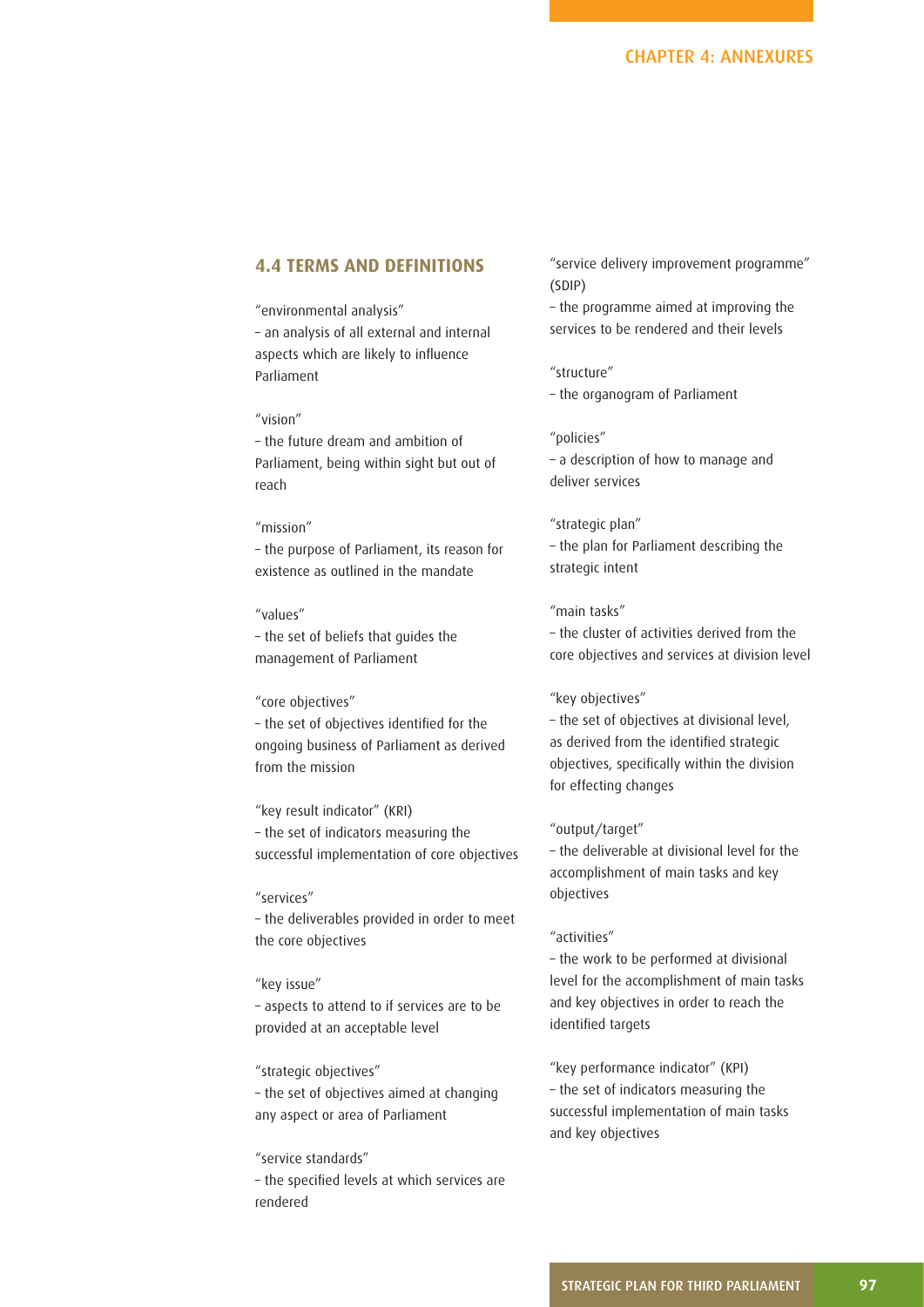## 4.4 TERMS AND DEFINITIONS

"environmental analysis"
– an analysis of all external and internal aspects which are likely to influence Parliament

"vision"
– the future dream and ambition of Parliament, being within sight but out of reach

"mission"
– the purpose of Parliament, its reason for existence as outlined in the mandate

"values"
– the set of beliefs that guides the management of Parliament

"core objectives"
– the set of objectives identified for the ongoing business of Parliament as derived from the mission

"key result indicator" (KRI)
– the set of indicators measuring the successful implementation of core objectives

"services"
– the deliverables provided in order to meet the core objectives

"key issue"
– aspects to attend to if services are to be provided at an acceptable level

"strategic objectives"
– the set of objectives aimed at changing any aspect or area of Parliament

"service standards"
– the specified levels at which services are rendered

"service delivery improvement programme" (SDIP)
– the programme aimed at improving the services to be rendered and their levels

"structure"
– the organogram of Parliament

"policies"
– a description of how to manage and deliver services

"strategic plan"
– the plan for Parliament describing the strategic intent

"main tasks"
– the cluster of activities derived from the core objectives and services at division level

"key objectives"
– the set of objectives at divisional level, as derived from the identified strategic objectives, specifically within the division for effecting changes

"output/target"
– the deliverable at divisional level for the accomplishment of main tasks and key objectives

"activities"
– the work to be performed at divisional level for the accomplishment of main tasks and key objectives in order to reach the identified targets

"key performance indicator" (KPI)
– the set of indicators measuring the successful implementation of main tasks and key objectives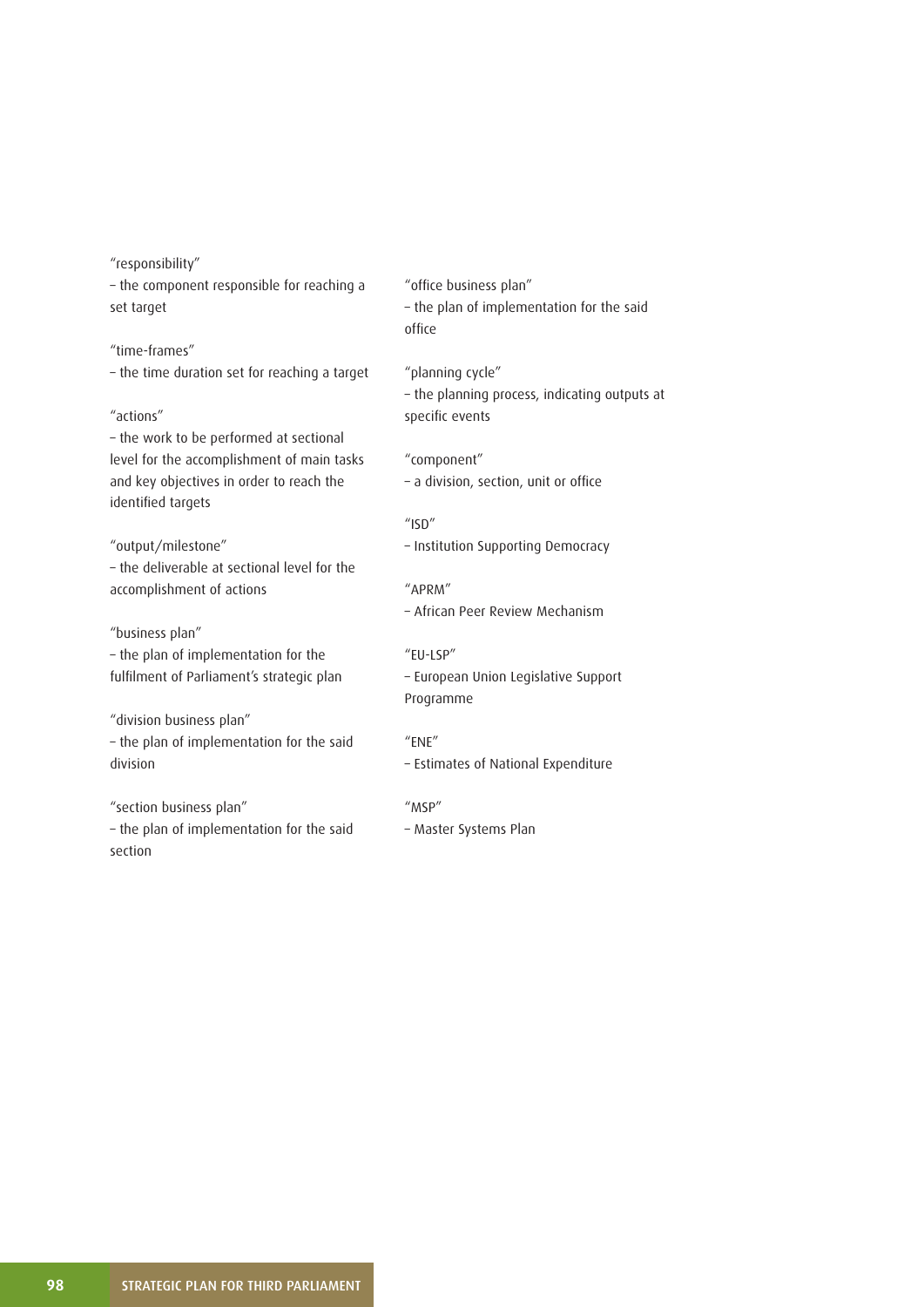"responsibility"
– the component responsible for reaching a set target

"time-frames"
– the time duration set for reaching a target

"actions"
– the work to be performed at sectional level for the accomplishment of main tasks and key objectives in order to reach the identified targets

"output/milestone"
– the deliverable at sectional level for the accomplishment of actions

"business plan"
– the plan of implementation for the fulfilment of Parliament's strategic plan

"division business plan"
– the plan of implementation for the said division

"section business plan"
– the plan of implementation for the said section

"office business plan"
– the plan of implementation for the said office

"planning cycle"
– the planning process, indicating outputs at specific events

"component"
– a division, section, unit or office

"ISD"
– Institution Supporting Democracy

"APRM"
– African Peer Review Mechanism

"EU-LSP"
– European Union Legislative Support Programme

"ENE"
– Estimates of National Expenditure

"MSP"
– Master Systems Plan